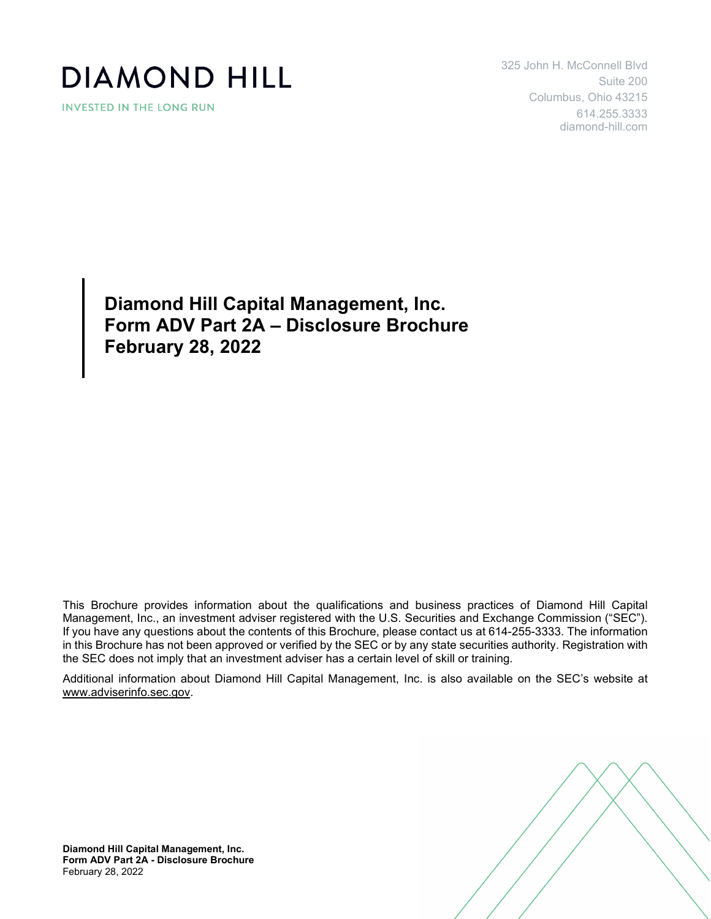DIAMOND HILL

INVESTED IN THE LONG RUN

325 John H. McConnell Blvd
Suite 200
Columbus, Ohio 43215
614.255.3333
diamond-hill.com

# Diamond Hill Capital Management, Inc.
# Form ADV Part 2A – Disclosure Brochure
# February 28, 2022

This Brochure provides information about the qualifications and business practices of Diamond Hill Capital Management, Inc., an investment adviser registered with the U.S. Securities and Exchange Commission ("SEC"). If you have any questions about the contents of this Brochure, please contact us at 614-255-3333. The information in this Brochure has not been approved or verified by the SEC or by any state securities authority. Registration with the SEC does not imply that an investment adviser has a certain level of skill or training.

Additional information about Diamond Hill Capital Management, Inc. is also available on the SEC's website at www.adviserinfo.sec.gov.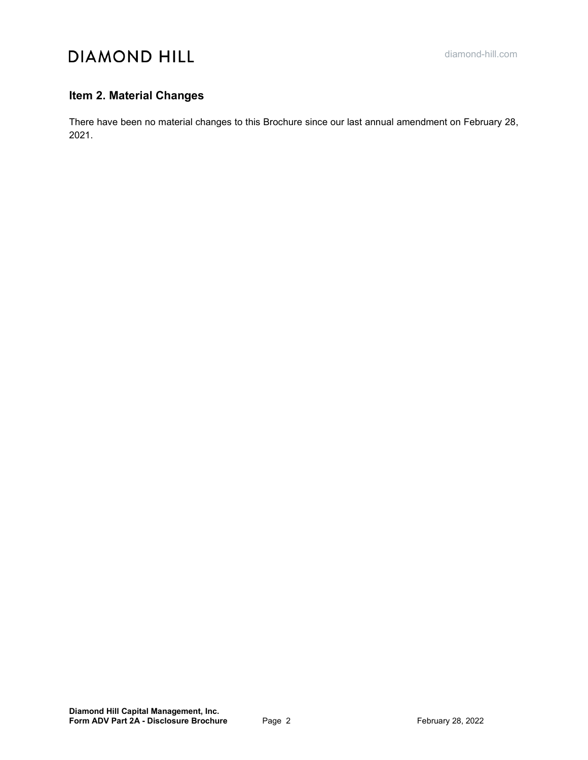## Item 2. Material Changes

There have been no material changes to this Brochure since our last annual amendment on February 28, 2021.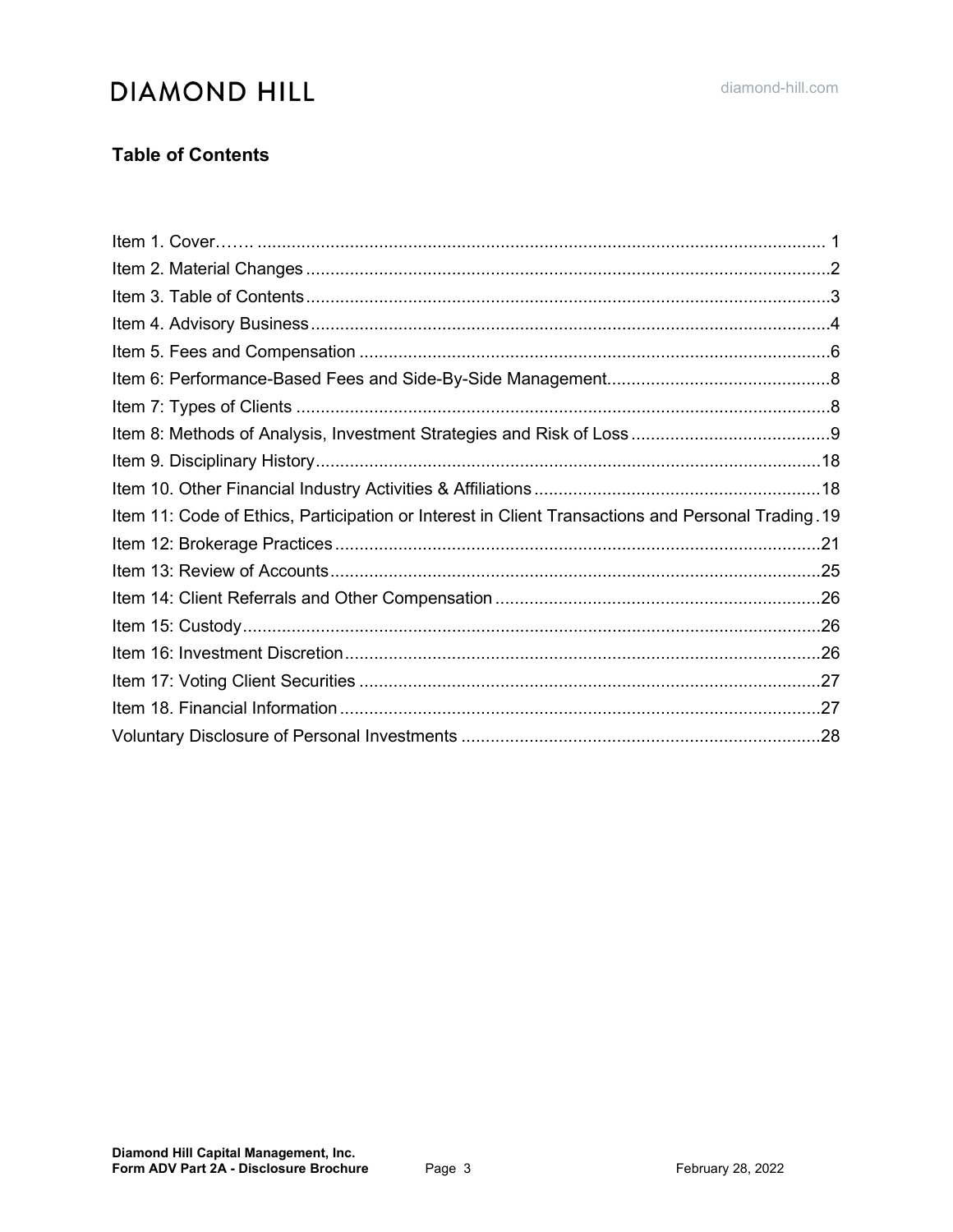## Table of Contents

| | |
|---|---|
| Item 1. Cover……. | 1 |
| Item 2. Material Changes | 2 |
| Item 3. Table of Contents | 3 |
| Item 4. Advisory Business | 4 |
| Item 5. Fees and Compensation | 6 |
| Item 6: Performance-Based Fees and Side-By-Side Management | 8 |
| Item 7: Types of Clients | 8 |
| Item 8: Methods of Analysis, Investment Strategies and Risk of Loss | 9 |
| Item 9. Disciplinary History | 18 |
| Item 10. Other Financial Industry Activities & Affiliations | 18 |
| Item 11: Code of Ethics, Participation or Interest in Client Transactions and Personal Trading | 19 |
| Item 12: Brokerage Practices | 21 |
| Item 13: Review of Accounts | 25 |
| Item 14: Client Referrals and Other Compensation | 26 |
| Item 15: Custody | 26 |
| Item 16: Investment Discretion | 26 |
| Item 17: Voting Client Securities | 27 |
| Item 18. Financial Information | 27 |
| Voluntary Disclosure of Personal Investments | 28 |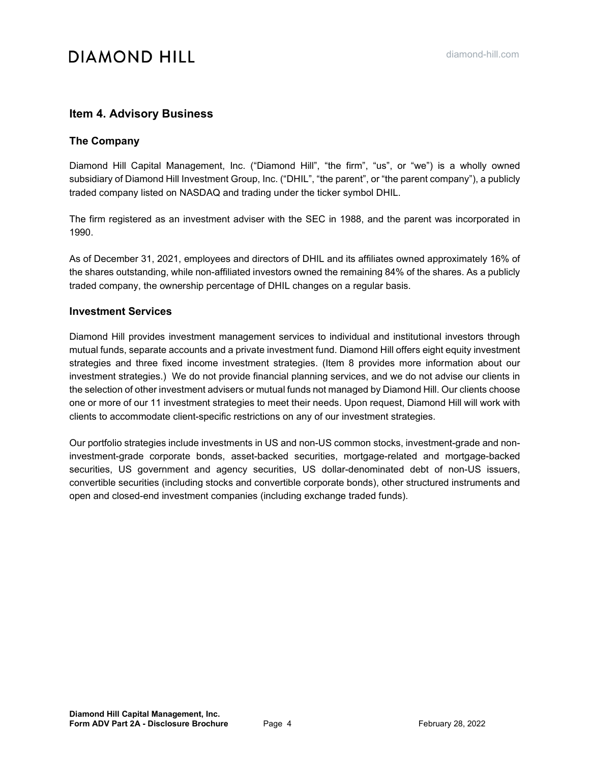## Item 4. Advisory Business

### The Company

Diamond Hill Capital Management, Inc. ("Diamond Hill", "the firm", "us", or "we") is a wholly owned subsidiary of Diamond Hill Investment Group, Inc. ("DHIL", "the parent", or "the parent company"), a publicly traded company listed on NASDAQ and trading under the ticker symbol DHIL.

The firm registered as an investment adviser with the SEC in 1988, and the parent was incorporated in 1990.

As of December 31, 2021, employees and directors of DHIL and its affiliates owned approximately 16% of the shares outstanding, while non-affiliated investors owned the remaining 84% of the shares. As a publicly traded company, the ownership percentage of DHIL changes on a regular basis.

### Investment Services

Diamond Hill provides investment management services to individual and institutional investors through mutual funds, separate accounts and a private investment fund. Diamond Hill offers eight equity investment strategies and three fixed income investment strategies. (Item 8 provides more information about our investment strategies.) We do not provide financial planning services, and we do not advise our clients in the selection of other investment advisers or mutual funds not managed by Diamond Hill. Our clients choose one or more of our 11 investment strategies to meet their needs. Upon request, Diamond Hill will work with clients to accommodate client-specific restrictions on any of our investment strategies.

Our portfolio strategies include investments in US and non-US common stocks, investment-grade and non-investment-grade corporate bonds, asset-backed securities, mortgage-related and mortgage-backed securities, US government and agency securities, US dollar-denominated debt of non-US issuers, convertible securities (including stocks and convertible corporate bonds), other structured instruments and open and closed-end investment companies (including exchange traded funds).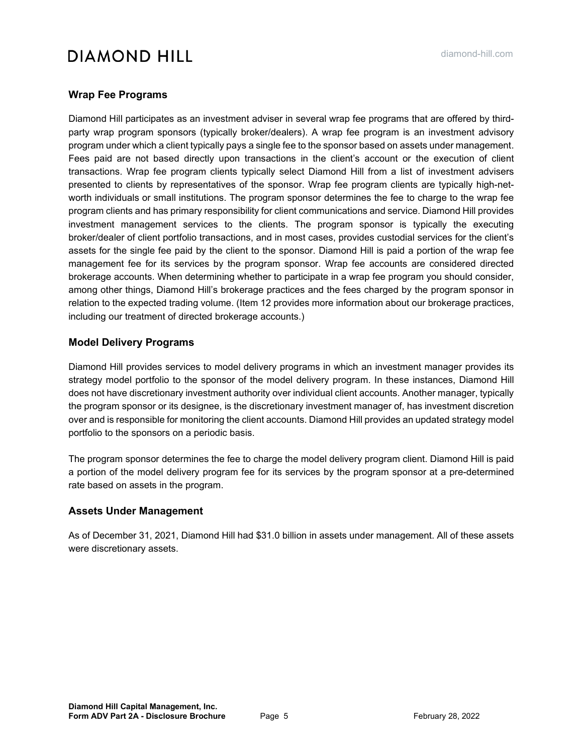## Wrap Fee Programs

Diamond Hill participates as an investment adviser in several wrap fee programs that are offered by third-party wrap program sponsors (typically broker/dealers). A wrap fee program is an investment advisory program under which a client typically pays a single fee to the sponsor based on assets under management. Fees paid are not based directly upon transactions in the client's account or the execution of client transactions. Wrap fee program clients typically select Diamond Hill from a list of investment advisers presented to clients by representatives of the sponsor. Wrap fee program clients are typically high-net-worth individuals or small institutions. The program sponsor determines the fee to charge to the wrap fee program clients and has primary responsibility for client communications and service. Diamond Hill provides investment management services to the clients. The program sponsor is typically the executing broker/dealer of client portfolio transactions, and in most cases, provides custodial services for the client's assets for the single fee paid by the client to the sponsor. Diamond Hill is paid a portion of the wrap fee management fee for its services by the program sponsor. Wrap fee accounts are considered directed brokerage accounts. When determining whether to participate in a wrap fee program you should consider, among other things, Diamond Hill's brokerage practices and the fees charged by the program sponsor in relation to the expected trading volume. (Item 12 provides more information about our brokerage practices, including our treatment of directed brokerage accounts.)

## Model Delivery Programs

Diamond Hill provides services to model delivery programs in which an investment manager provides its strategy model portfolio to the sponsor of the model delivery program. In these instances, Diamond Hill does not have discretionary investment authority over individual client accounts. Another manager, typically the program sponsor or its designee, is the discretionary investment manager of, has investment discretion over and is responsible for monitoring the client accounts. Diamond Hill provides an updated strategy model portfolio to the sponsors on a periodic basis.

The program sponsor determines the fee to charge the model delivery program client. Diamond Hill is paid a portion of the model delivery program fee for its services by the program sponsor at a pre-determined rate based on assets in the program.

## Assets Under Management

As of December 31, 2021, Diamond Hill had $31.0 billion in assets under management. All of these assets were discretionary assets.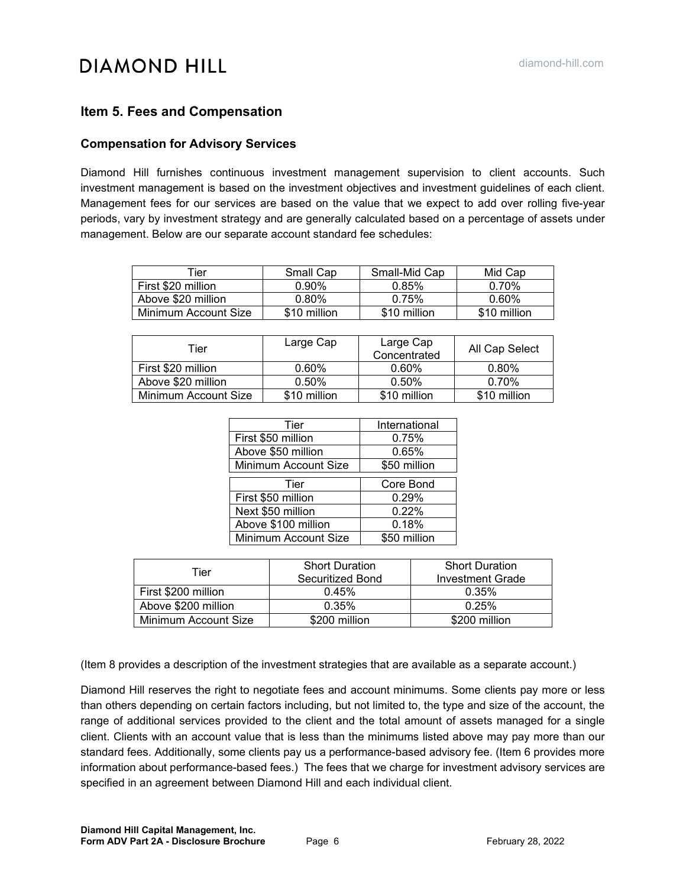## Item 5. Fees and Compensation

### Compensation for Advisory Services

Diamond Hill furnishes continuous investment management supervision to client accounts. Such investment management is based on the investment objectives and investment guidelines of each client. Management fees for our services are based on the value that we expect to add over rolling five-year periods, vary by investment strategy and are generally calculated based on a percentage of assets under management. Below are our separate account standard fee schedules:

| Tier | Small Cap | Small-Mid Cap | Mid Cap |
|---|---|---|---|
| First $20 million | 0.90% | 0.85% | 0.70% |
| Above $20 million | 0.80% | 0.75% | 0.60% |
| Minimum Account Size | $10 million | $10 million | $10 million |

| Tier | Large Cap | Large Cap Concentrated | All Cap Select |
|---|---|---|---|
| First $20 million | 0.60% | 0.60% | 0.80% |
| Above $20 million | 0.50% | 0.50% | 0.70% |
| Minimum Account Size | $10 million | $10 million | $10 million |

| Tier | International |
|---|---|
| First $50 million | 0.75% |
| Above $50 million | 0.65% |
| Minimum Account Size | $50 million |

| Tier | Core Bond |
|---|---|
| First $50 million | 0.29% |
| Next $50 million | 0.22% |
| Above $100 million | 0.18% |
| Minimum Account Size | $50 million |

| Tier | Short Duration Securitized Bond | Short Duration Investment Grade |
|---|---|---|
| First $200 million | 0.45% | 0.35% |
| Above $200 million | 0.35% | 0.25% |
| Minimum Account Size | $200 million | $200 million |

(Item 8 provides a description of the investment strategies that are available as a separate account.)

Diamond Hill reserves the right to negotiate fees and account minimums. Some clients pay more or less than others depending on certain factors including, but not limited to, the type and size of the account, the range of additional services provided to the client and the total amount of assets managed for a single client. Clients with an account value that is less than the minimums listed above may pay more than our standard fees. Additionally, some clients pay us a performance-based advisory fee. (Item 6 provides more information about performance-based fees.) The fees that we charge for investment advisory services are specified in an agreement between Diamond Hill and each individual client.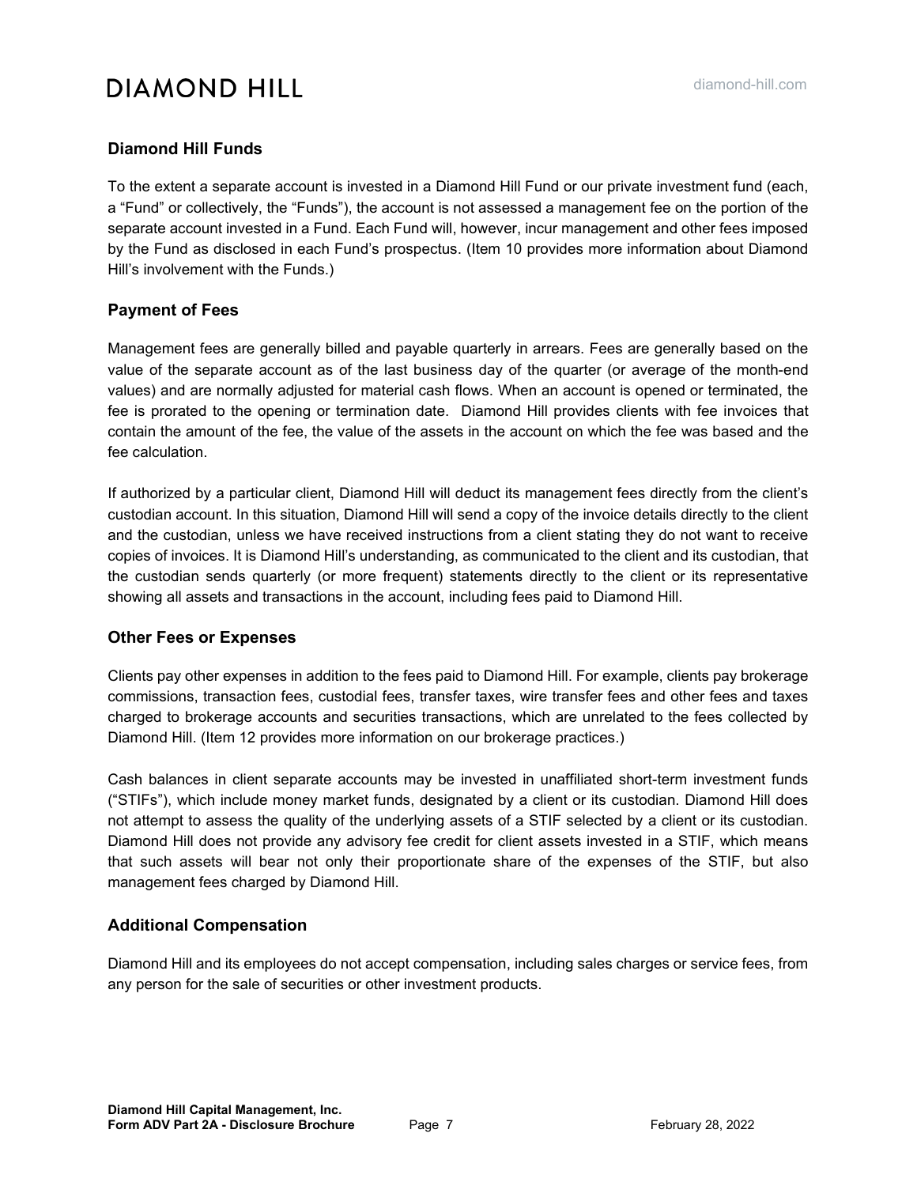### Diamond Hill Funds

To the extent a separate account is invested in a Diamond Hill Fund or our private investment fund (each, a "Fund" or collectively, the "Funds"), the account is not assessed a management fee on the portion of the separate account invested in a Fund. Each Fund will, however, incur management and other fees imposed by the Fund as disclosed in each Fund's prospectus. (Item 10 provides more information about Diamond Hill's involvement with the Funds.)

### Payment of Fees

Management fees are generally billed and payable quarterly in arrears. Fees are generally based on the value of the separate account as of the last business day of the quarter (or average of the month-end values) and are normally adjusted for material cash flows. When an account is opened or terminated, the fee is prorated to the opening or termination date. Diamond Hill provides clients with fee invoices that contain the amount of the fee, the value of the assets in the account on which the fee was based and the fee calculation.

If authorized by a particular client, Diamond Hill will deduct its management fees directly from the client's custodian account. In this situation, Diamond Hill will send a copy of the invoice details directly to the client and the custodian, unless we have received instructions from a client stating they do not want to receive copies of invoices. It is Diamond Hill's understanding, as communicated to the client and its custodian, that the custodian sends quarterly (or more frequent) statements directly to the client or its representative showing all assets and transactions in the account, including fees paid to Diamond Hill.

### Other Fees or Expenses

Clients pay other expenses in addition to the fees paid to Diamond Hill. For example, clients pay brokerage commissions, transaction fees, custodial fees, transfer taxes, wire transfer fees and other fees and taxes charged to brokerage accounts and securities transactions, which are unrelated to the fees collected by Diamond Hill. (Item 12 provides more information on our brokerage practices.)

Cash balances in client separate accounts may be invested in unaffiliated short-term investment funds ("STIFs"), which include money market funds, designated by a client or its custodian. Diamond Hill does not attempt to assess the quality of the underlying assets of a STIF selected by a client or its custodian. Diamond Hill does not provide any advisory fee credit for client assets invested in a STIF, which means that such assets will bear not only their proportionate share of the expenses of the STIF, but also management fees charged by Diamond Hill.

### Additional Compensation

Diamond Hill and its employees do not accept compensation, including sales charges or service fees, from any person for the sale of securities or other investment products.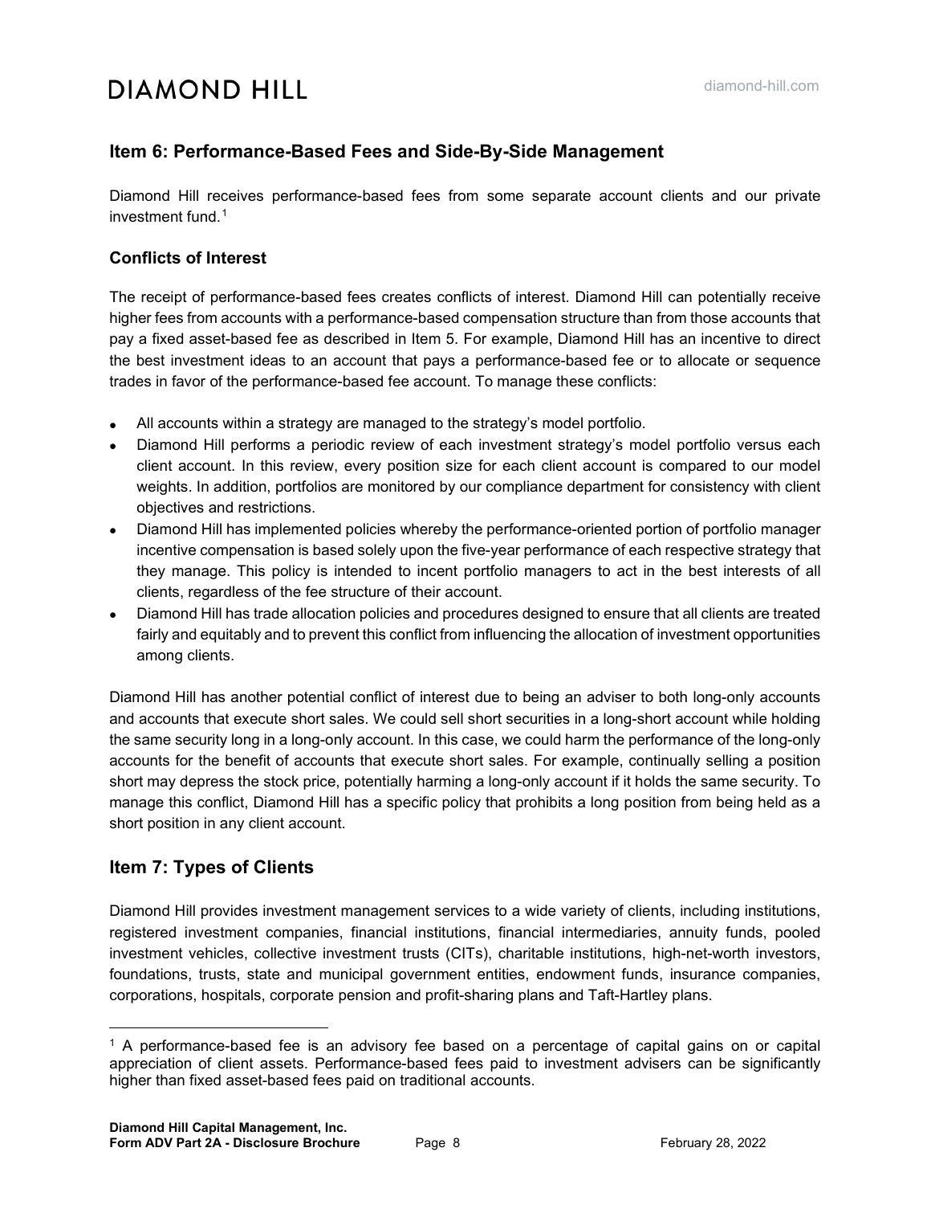## Item 6: Performance-Based Fees and Side-By-Side Management

Diamond Hill receives performance-based fees from some separate account clients and our private investment fund.[1]

### Conflicts of Interest

The receipt of performance-based fees creates conflicts of interest. Diamond Hill can potentially receive higher fees from accounts with a performance-based compensation structure than from those accounts that pay a fixed asset-based fee as described in Item 5. For example, Diamond Hill has an incentive to direct the best investment ideas to an account that pays a performance-based fee or to allocate or sequence trades in favor of the performance-based fee account. To manage these conflicts:

- All accounts within a strategy are managed to the strategy's model portfolio.
- Diamond Hill performs a periodic review of each investment strategy's model portfolio versus each client account. In this review, every position size for each client account is compared to our model weights. In addition, portfolios are monitored by our compliance department for consistency with client objectives and restrictions.
- Diamond Hill has implemented policies whereby the performance-oriented portion of portfolio manager incentive compensation is based solely upon the five-year performance of each respective strategy that they manage. This policy is intended to incent portfolio managers to act in the best interests of all clients, regardless of the fee structure of their account.
- Diamond Hill has trade allocation policies and procedures designed to ensure that all clients are treated fairly and equitably and to prevent this conflict from influencing the allocation of investment opportunities among clients.

Diamond Hill has another potential conflict of interest due to being an adviser to both long-only accounts and accounts that execute short sales. We could sell short securities in a long-short account while holding the same security long in a long-only account. In this case, we could harm the performance of the long-only accounts for the benefit of accounts that execute short sales. For example, continually selling a position short may depress the stock price, potentially harming a long-only account if it holds the same security. To manage this conflict, Diamond Hill has a specific policy that prohibits a long position from being held as a short position in any client account.

## Item 7: Types of Clients

Diamond Hill provides investment management services to a wide variety of clients, including institutions, registered investment companies, financial institutions, financial intermediaries, annuity funds, pooled investment vehicles, collective investment trusts (CITs), charitable institutions, high-net-worth investors, foundations, trusts, state and municipal government entities, endowment funds, insurance companies, corporations, hospitals, corporate pension and profit-sharing plans and Taft-Hartley plans.

---

[1] A performance-based fee is an advisory fee based on a percentage of capital gains on or capital appreciation of client assets. Performance-based fees paid to investment advisers can be significantly higher than fixed asset-based fees paid on traditional accounts.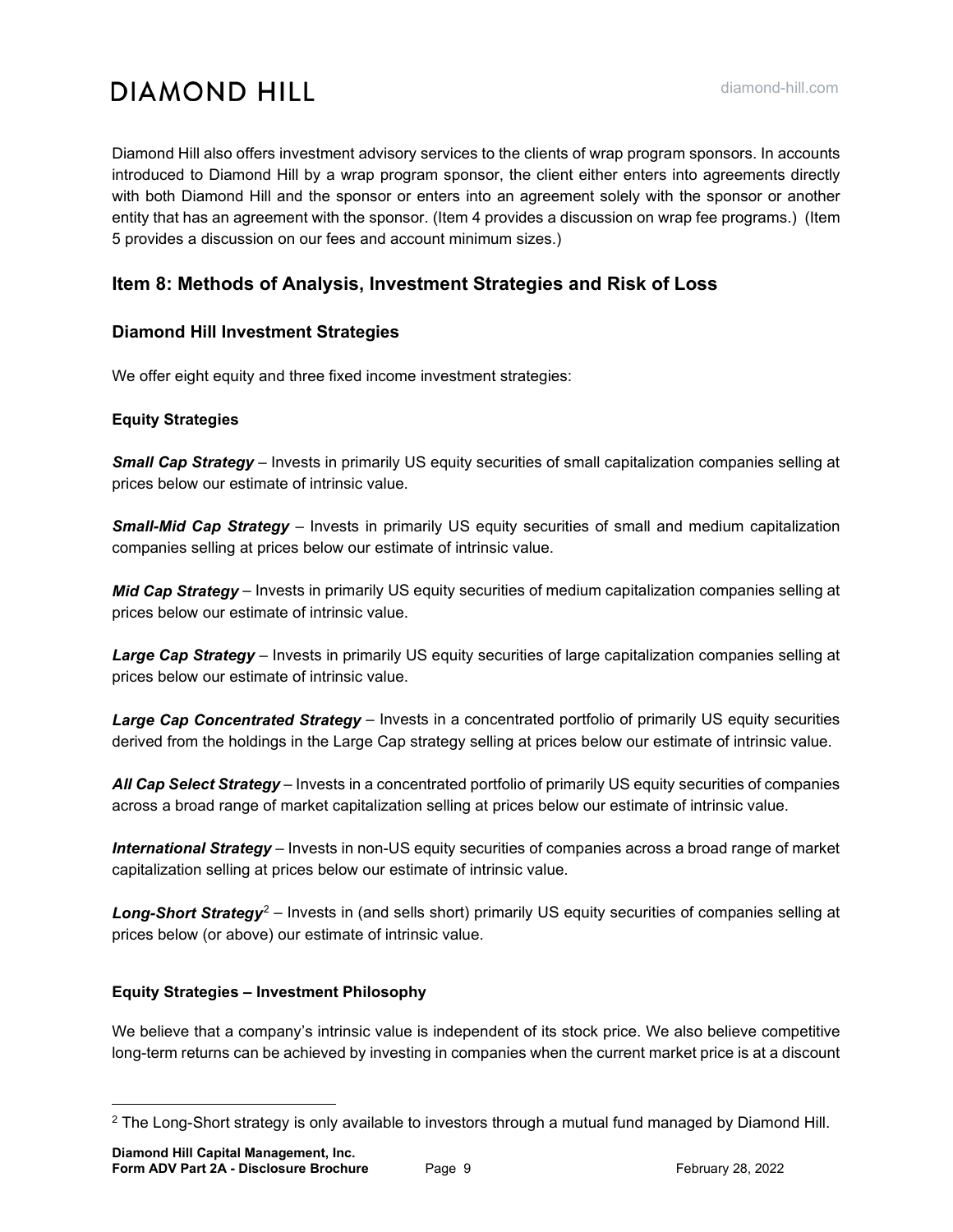Diamond Hill also offers investment advisory services to the clients of wrap program sponsors. In accounts introduced to Diamond Hill by a wrap program sponsor, the client either enters into agreements directly with both Diamond Hill and the sponsor or enters into an agreement solely with the sponsor or another entity that has an agreement with the sponsor. (Item 4 provides a discussion on wrap fee programs.) (Item 5 provides a discussion on our fees and account minimum sizes.)

## Item 8: Methods of Analysis, Investment Strategies and Risk of Loss

### Diamond Hill Investment Strategies

We offer eight equity and three fixed income investment strategies:

**Equity Strategies**

***Small Cap Strategy*** – Invests in primarily US equity securities of small capitalization companies selling at prices below our estimate of intrinsic value.

***Small-Mid Cap Strategy*** – Invests in primarily US equity securities of small and medium capitalization companies selling at prices below our estimate of intrinsic value.

***Mid Cap Strategy*** – Invests in primarily US equity securities of medium capitalization companies selling at prices below our estimate of intrinsic value.

***Large Cap Strategy*** – Invests in primarily US equity securities of large capitalization companies selling at prices below our estimate of intrinsic value.

***Large Cap Concentrated Strategy*** – Invests in a concentrated portfolio of primarily US equity securities derived from the holdings in the Large Cap strategy selling at prices below our estimate of intrinsic value.

***All Cap Select Strategy*** – Invests in a concentrated portfolio of primarily US equity securities of companies across a broad range of market capitalization selling at prices below our estimate of intrinsic value.

***International Strategy*** – Invests in non-US equity securities of companies across a broad range of market capitalization selling at prices below our estimate of intrinsic value.

***Long-Short Strategy***[2] – Invests in (and sells short) primarily US equity securities of companies selling at prices below (or above) our estimate of intrinsic value.

**Equity Strategies – Investment Philosophy**

We believe that a company's intrinsic value is independent of its stock price. We also believe competitive long-term returns can be achieved by investing in companies when the current market price is at a discount

[2] The Long-Short strategy is only available to investors through a mutual fund managed by Diamond Hill.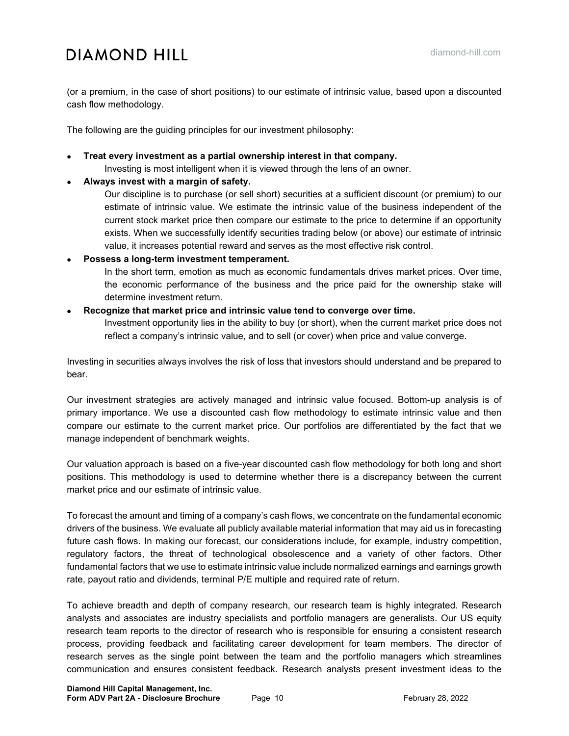(or a premium, in the case of short positions) to our estimate of intrinsic value, based upon a discounted cash flow methodology.

The following are the guiding principles for our investment philosophy:

- **Treat every investment as a partial ownership interest in that company.**
  Investing is most intelligent when it is viewed through the lens of an owner.
- **Always invest with a margin of safety.**
  Our discipline is to purchase (or sell short) securities at a sufficient discount (or premium) to our estimate of intrinsic value. We estimate the intrinsic value of the business independent of the current stock market price then compare our estimate to the price to determine if an opportunity exists. When we successfully identify securities trading below (or above) our estimate of intrinsic value, it increases potential reward and serves as the most effective risk control.
- **Possess a long-term investment temperament.**
  In the short term, emotion as much as economic fundamentals drives market prices. Over time, the economic performance of the business and the price paid for the ownership stake will determine investment return.
- **Recognize that market price and intrinsic value tend to converge over time.**
  Investment opportunity lies in the ability to buy (or short), when the current market price does not reflect a company's intrinsic value, and to sell (or cover) when price and value converge.

Investing in securities always involves the risk of loss that investors should understand and be prepared to bear.

Our investment strategies are actively managed and intrinsic value focused. Bottom-up analysis is of primary importance. We use a discounted cash flow methodology to estimate intrinsic value and then compare our estimate to the current market price. Our portfolios are differentiated by the fact that we manage independent of benchmark weights.

Our valuation approach is based on a five-year discounted cash flow methodology for both long and short positions. This methodology is used to determine whether there is a discrepancy between the current market price and our estimate of intrinsic value.

To forecast the amount and timing of a company's cash flows, we concentrate on the fundamental economic drivers of the business. We evaluate all publicly available material information that may aid us in forecasting future cash flows. In making our forecast, our considerations include, for example, industry competition, regulatory factors, the threat of technological obsolescence and a variety of other factors. Other fundamental factors that we use to estimate intrinsic value include normalized earnings and earnings growth rate, payout ratio and dividends, terminal P/E multiple and required rate of return.

To achieve breadth and depth of company research, our research team is highly integrated. Research analysts and associates are industry specialists and portfolio managers are generalists. Our US equity research team reports to the director of research who is responsible for ensuring a consistent research process, providing feedback and facilitating career development for team members. The director of research serves as the single point between the team and the portfolio managers which streamlines communication and ensures consistent feedback. Research analysts present investment ideas to the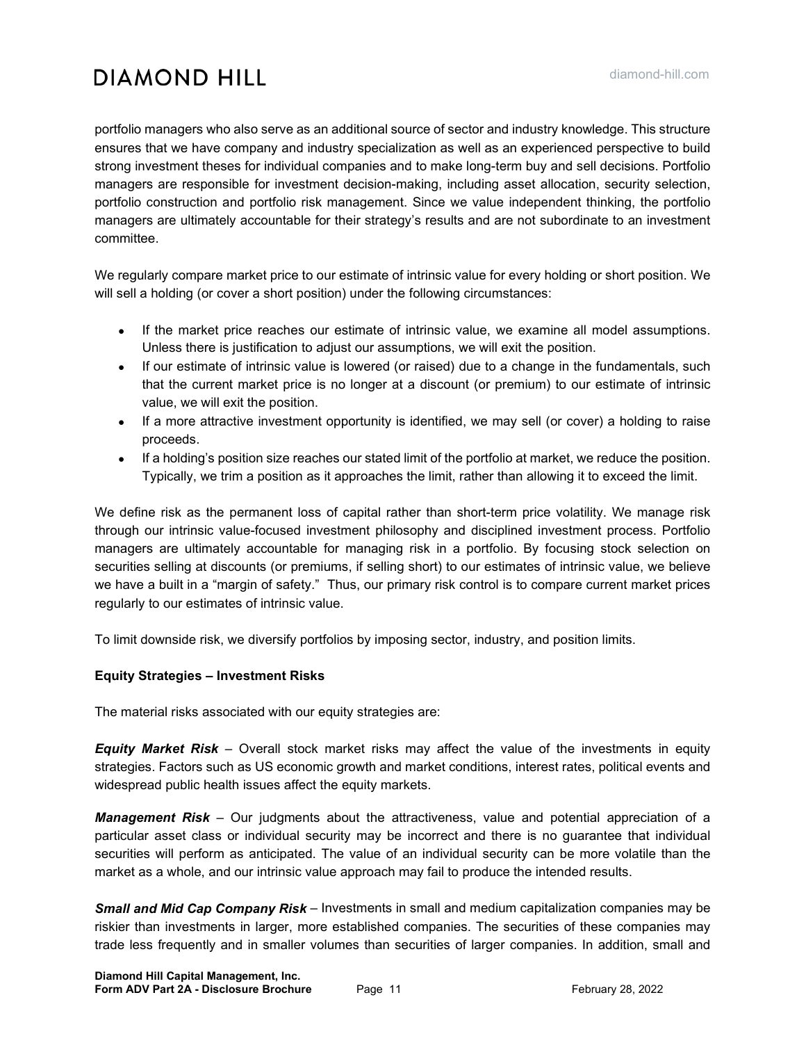portfolio managers who also serve as an additional source of sector and industry knowledge. This structure ensures that we have company and industry specialization as well as an experienced perspective to build strong investment theses for individual companies and to make long-term buy and sell decisions. Portfolio managers are responsible for investment decision-making, including asset allocation, security selection, portfolio construction and portfolio risk management. Since we value independent thinking, the portfolio managers are ultimately accountable for their strategy's results and are not subordinate to an investment committee.

We regularly compare market price to our estimate of intrinsic value for every holding or short position. We will sell a holding (or cover a short position) under the following circumstances:

- If the market price reaches our estimate of intrinsic value, we examine all model assumptions. Unless there is justification to adjust our assumptions, we will exit the position.
- If our estimate of intrinsic value is lowered (or raised) due to a change in the fundamentals, such that the current market price is no longer at a discount (or premium) to our estimate of intrinsic value, we will exit the position.
- If a more attractive investment opportunity is identified, we may sell (or cover) a holding to raise proceeds.
- If a holding's position size reaches our stated limit of the portfolio at market, we reduce the position. Typically, we trim a position as it approaches the limit, rather than allowing it to exceed the limit.

We define risk as the permanent loss of capital rather than short-term price volatility. We manage risk through our intrinsic value-focused investment philosophy and disciplined investment process. Portfolio managers are ultimately accountable for managing risk in a portfolio. By focusing stock selection on securities selling at discounts (or premiums, if selling short) to our estimates of intrinsic value, we believe we have a built in a "margin of safety." Thus, our primary risk control is to compare current market prices regularly to our estimates of intrinsic value.

To limit downside risk, we diversify portfolios by imposing sector, industry, and position limits.

**Equity Strategies – Investment Risks**

The material risks associated with our equity strategies are:

***Equity Market Risk*** – Overall stock market risks may affect the value of the investments in equity strategies. Factors such as US economic growth and market conditions, interest rates, political events and widespread public health issues affect the equity markets.

***Management Risk*** – Our judgments about the attractiveness, value and potential appreciation of a particular asset class or individual security may be incorrect and there is no guarantee that individual securities will perform as anticipated. The value of an individual security can be more volatile than the market as a whole, and our intrinsic value approach may fail to produce the intended results.

***Small and Mid Cap Company Risk*** – Investments in small and medium capitalization companies may be riskier than investments in larger, more established companies. The securities of these companies may trade less frequently and in smaller volumes than securities of larger companies. In addition, small and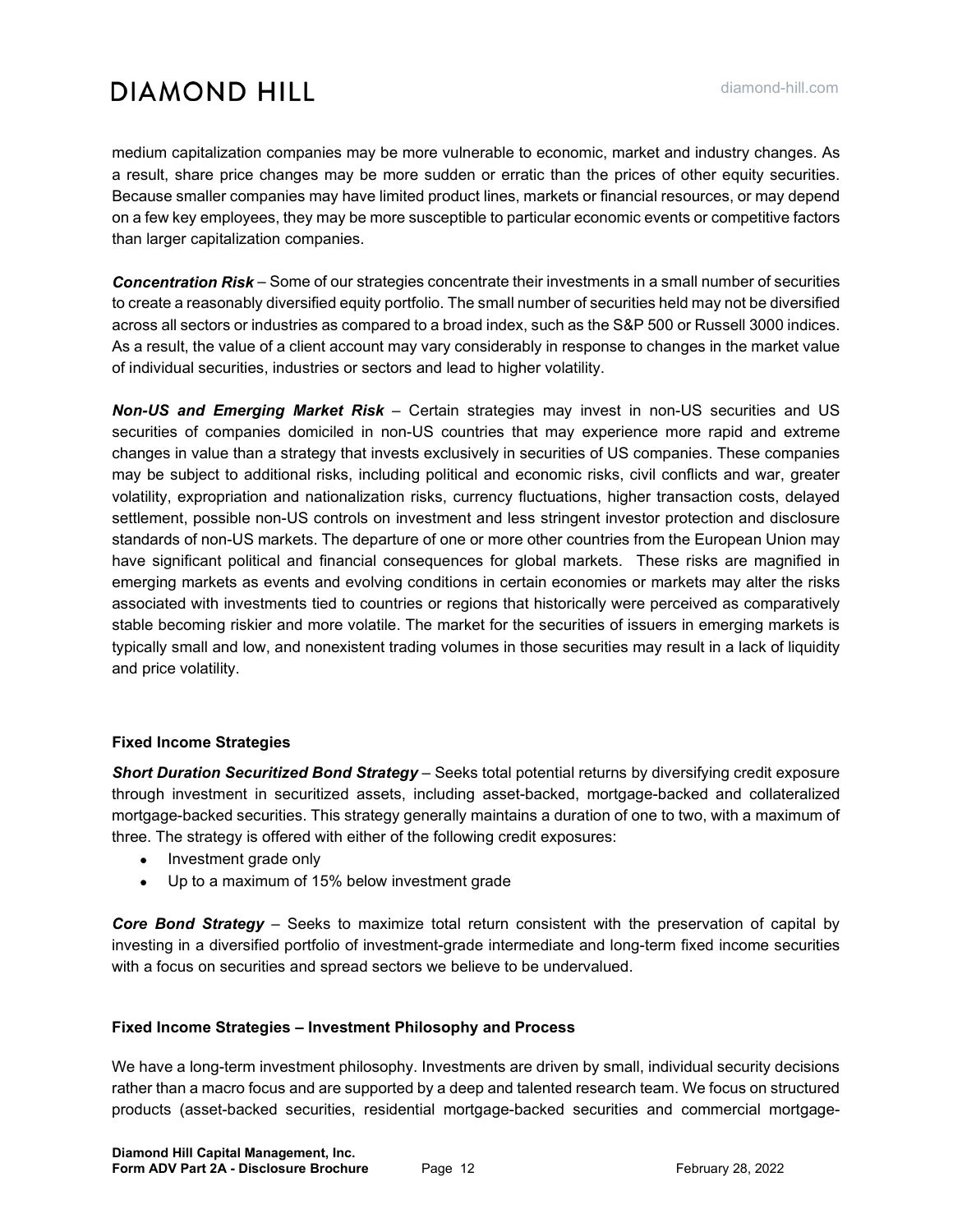medium capitalization companies may be more vulnerable to economic, market and industry changes. As a result, share price changes may be more sudden or erratic than the prices of other equity securities. Because smaller companies may have limited product lines, markets or financial resources, or may depend on a few key employees, they may be more susceptible to particular economic events or competitive factors than larger capitalization companies.

***Concentration Risk*** – Some of our strategies concentrate their investments in a small number of securities to create a reasonably diversified equity portfolio. The small number of securities held may not be diversified across all sectors or industries as compared to a broad index, such as the S&P 500 or Russell 3000 indices. As a result, the value of a client account may vary considerably in response to changes in the market value of individual securities, industries or sectors and lead to higher volatility.

***Non-US and Emerging Market Risk*** – Certain strategies may invest in non-US securities and US securities of companies domiciled in non-US countries that may experience more rapid and extreme changes in value than a strategy that invests exclusively in securities of US companies. These companies may be subject to additional risks, including political and economic risks, civil conflicts and war, greater volatility, expropriation and nationalization risks, currency fluctuations, higher transaction costs, delayed settlement, possible non-US controls on investment and less stringent investor protection and disclosure standards of non-US markets. The departure of one or more other countries from the European Union may have significant political and financial consequences for global markets. These risks are magnified in emerging markets as events and evolving conditions in certain economies or markets may alter the risks associated with investments tied to countries or regions that historically were perceived as comparatively stable becoming riskier and more volatile. The market for the securities of issuers in emerging markets is typically small and low, and nonexistent trading volumes in those securities may result in a lack of liquidity and price volatility.

**Fixed Income Strategies**

***Short Duration Securitized Bond Strategy*** – Seeks total potential returns by diversifying credit exposure through investment in securitized assets, including asset-backed, mortgage-backed and collateralized mortgage-backed securities. This strategy generally maintains a duration of one to two, with a maximum of three. The strategy is offered with either of the following credit exposures:

- Investment grade only
- Up to a maximum of 15% below investment grade

***Core Bond Strategy*** – Seeks to maximize total return consistent with the preservation of capital by investing in a diversified portfolio of investment-grade intermediate and long-term fixed income securities with a focus on securities and spread sectors we believe to be undervalued.

**Fixed Income Strategies – Investment Philosophy and Process**

We have a long-term investment philosophy. Investments are driven by small, individual security decisions rather than a macro focus and are supported by a deep and talented research team. We focus on structured products (asset-backed securities, residential mortgage-backed securities and commercial mortgage-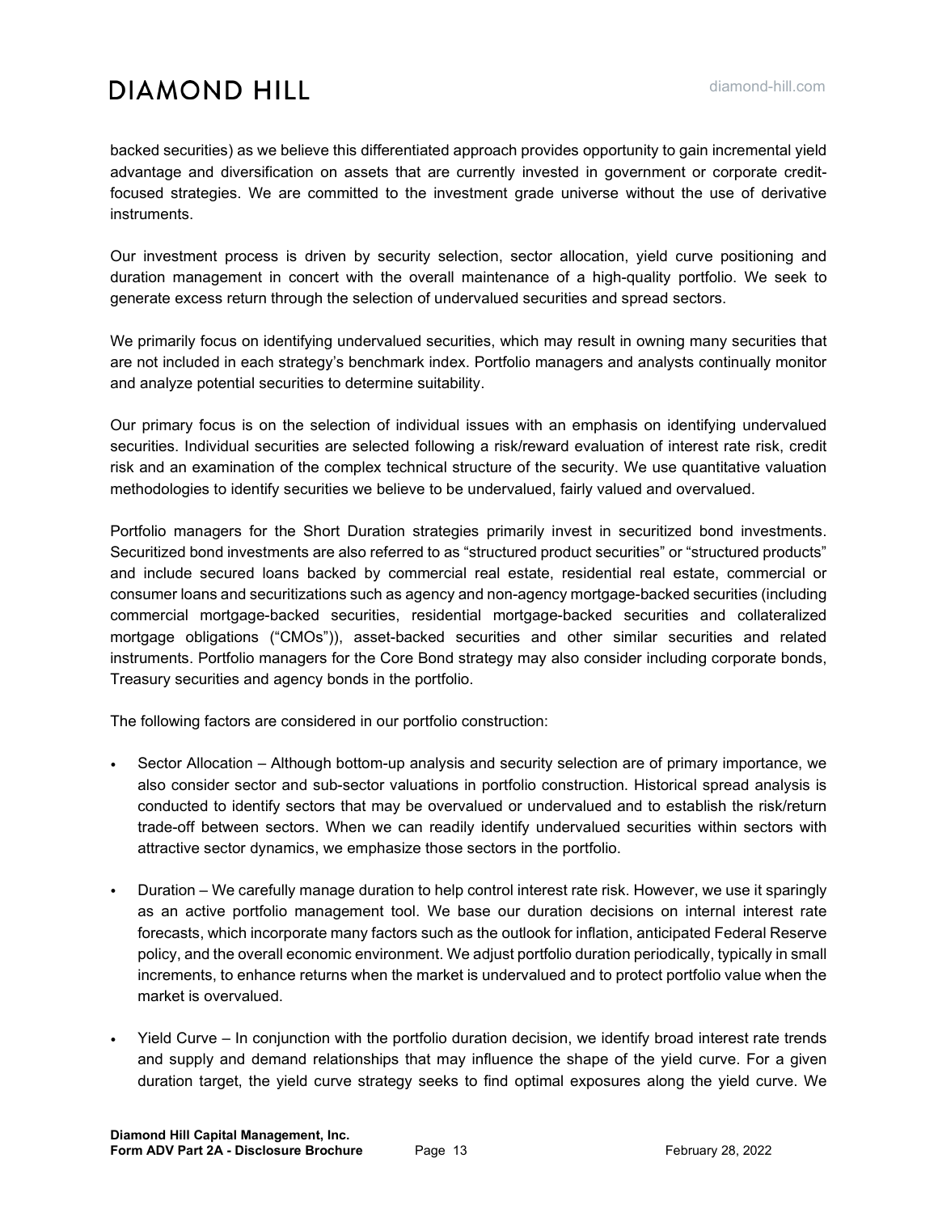backed securities) as we believe this differentiated approach provides opportunity to gain incremental yield advantage and diversification on assets that are currently invested in government or corporate credit-focused strategies. We are committed to the investment grade universe without the use of derivative instruments.

Our investment process is driven by security selection, sector allocation, yield curve positioning and duration management in concert with the overall maintenance of a high-quality portfolio. We seek to generate excess return through the selection of undervalued securities and spread sectors.

We primarily focus on identifying undervalued securities, which may result in owning many securities that are not included in each strategy's benchmark index. Portfolio managers and analysts continually monitor and analyze potential securities to determine suitability.

Our primary focus is on the selection of individual issues with an emphasis on identifying undervalued securities. Individual securities are selected following a risk/reward evaluation of interest rate risk, credit risk and an examination of the complex technical structure of the security. We use quantitative valuation methodologies to identify securities we believe to be undervalued, fairly valued and overvalued.

Portfolio managers for the Short Duration strategies primarily invest in securitized bond investments. Securitized bond investments are also referred to as "structured product securities" or "structured products" and include secured loans backed by commercial real estate, residential real estate, commercial or consumer loans and securitizations such as agency and non-agency mortgage-backed securities (including commercial mortgage-backed securities, residential mortgage-backed securities and collateralized mortgage obligations ("CMOs")), asset-backed securities and other similar securities and related instruments. Portfolio managers for the Core Bond strategy may also consider including corporate bonds, Treasury securities and agency bonds in the portfolio.

The following factors are considered in our portfolio construction:

- Sector Allocation – Although bottom-up analysis and security selection are of primary importance, we also consider sector and sub-sector valuations in portfolio construction. Historical spread analysis is conducted to identify sectors that may be overvalued or undervalued and to establish the risk/return trade-off between sectors. When we can readily identify undervalued securities within sectors with attractive sector dynamics, we emphasize those sectors in the portfolio.

- Duration – We carefully manage duration to help control interest rate risk. However, we use it sparingly as an active portfolio management tool. We base our duration decisions on internal interest rate forecasts, which incorporate many factors such as the outlook for inflation, anticipated Federal Reserve policy, and the overall economic environment. We adjust portfolio duration periodically, typically in small increments, to enhance returns when the market is undervalued and to protect portfolio value when the market is overvalued.

- Yield Curve – In conjunction with the portfolio duration decision, we identify broad interest rate trends and supply and demand relationships that may influence the shape of the yield curve. For a given duration target, the yield curve strategy seeks to find optimal exposures along the yield curve. We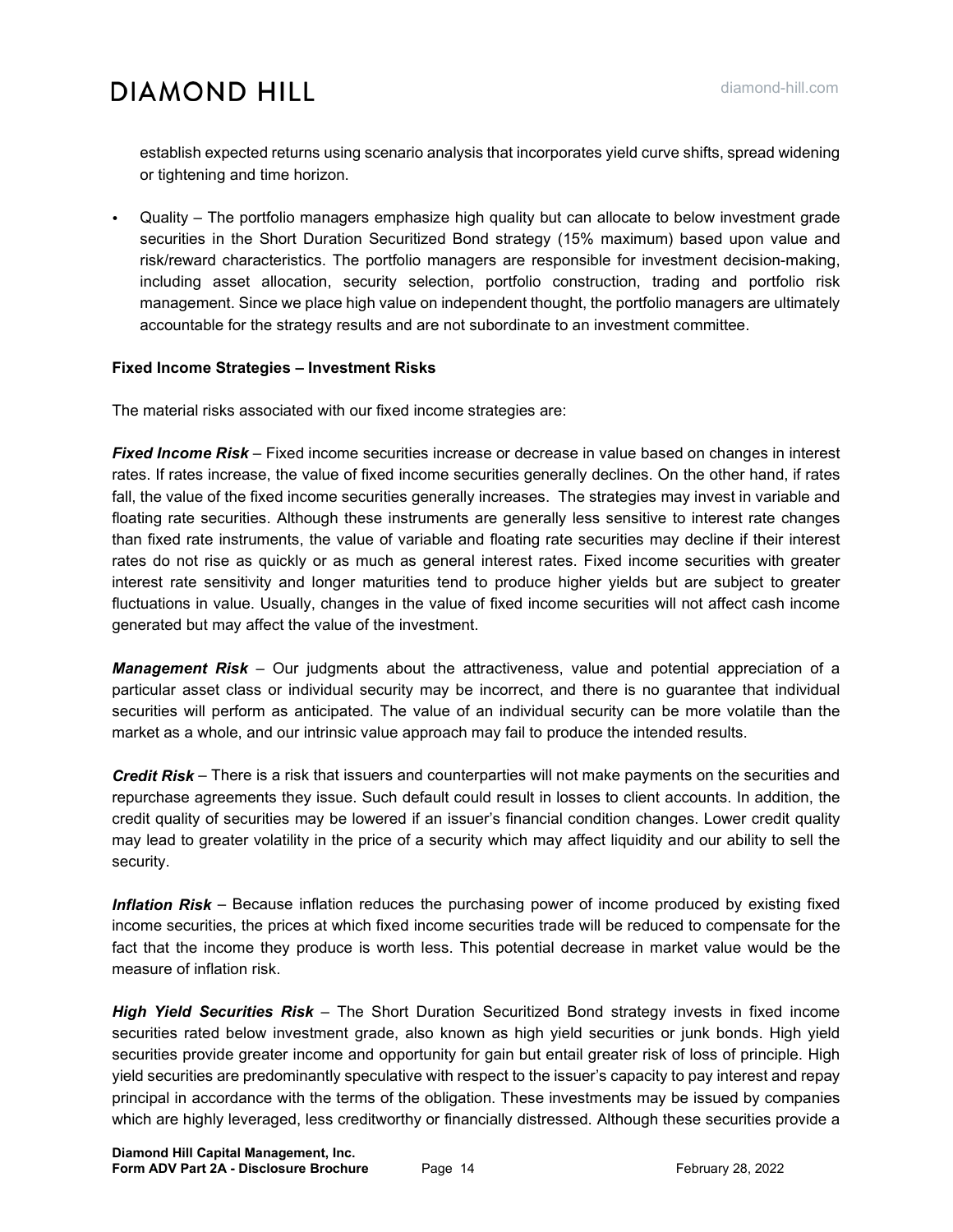establish expected returns using scenario analysis that incorporates yield curve shifts, spread widening or tightening and time horizon.

- Quality – The portfolio managers emphasize high quality but can allocate to below investment grade securities in the Short Duration Securitized Bond strategy (15% maximum) based upon value and risk/reward characteristics. The portfolio managers are responsible for investment decision-making, including asset allocation, security selection, portfolio construction, trading and portfolio risk management. Since we place high value on independent thought, the portfolio managers are ultimately accountable for the strategy results and are not subordinate to an investment committee.

**Fixed Income Strategies – Investment Risks**

The material risks associated with our fixed income strategies are:

***Fixed Income Risk*** – Fixed income securities increase or decrease in value based on changes in interest rates. If rates increase, the value of fixed income securities generally declines. On the other hand, if rates fall, the value of the fixed income securities generally increases. The strategies may invest in variable and floating rate securities. Although these instruments are generally less sensitive to interest rate changes than fixed rate instruments, the value of variable and floating rate securities may decline if their interest rates do not rise as quickly or as much as general interest rates. Fixed income securities with greater interest rate sensitivity and longer maturities tend to produce higher yields but are subject to greater fluctuations in value. Usually, changes in the value of fixed income securities will not affect cash income generated but may affect the value of the investment.

***Management Risk*** – Our judgments about the attractiveness, value and potential appreciation of a particular asset class or individual security may be incorrect, and there is no guarantee that individual securities will perform as anticipated. The value of an individual security can be more volatile than the market as a whole, and our intrinsic value approach may fail to produce the intended results.

***Credit Risk*** – There is a risk that issuers and counterparties will not make payments on the securities and repurchase agreements they issue. Such default could result in losses to client accounts. In addition, the credit quality of securities may be lowered if an issuer's financial condition changes. Lower credit quality may lead to greater volatility in the price of a security which may affect liquidity and our ability to sell the security.

***Inflation Risk*** – Because inflation reduces the purchasing power of income produced by existing fixed income securities, the prices at which fixed income securities trade will be reduced to compensate for the fact that the income they produce is worth less. This potential decrease in market value would be the measure of inflation risk.

***High Yield Securities Risk*** – The Short Duration Securitized Bond strategy invests in fixed income securities rated below investment grade, also known as high yield securities or junk bonds. High yield securities provide greater income and opportunity for gain but entail greater risk of loss of principle. High yield securities are predominantly speculative with respect to the issuer's capacity to pay interest and repay principal in accordance with the terms of the obligation. These investments may be issued by companies which are highly leveraged, less creditworthy or financially distressed. Although these securities provide a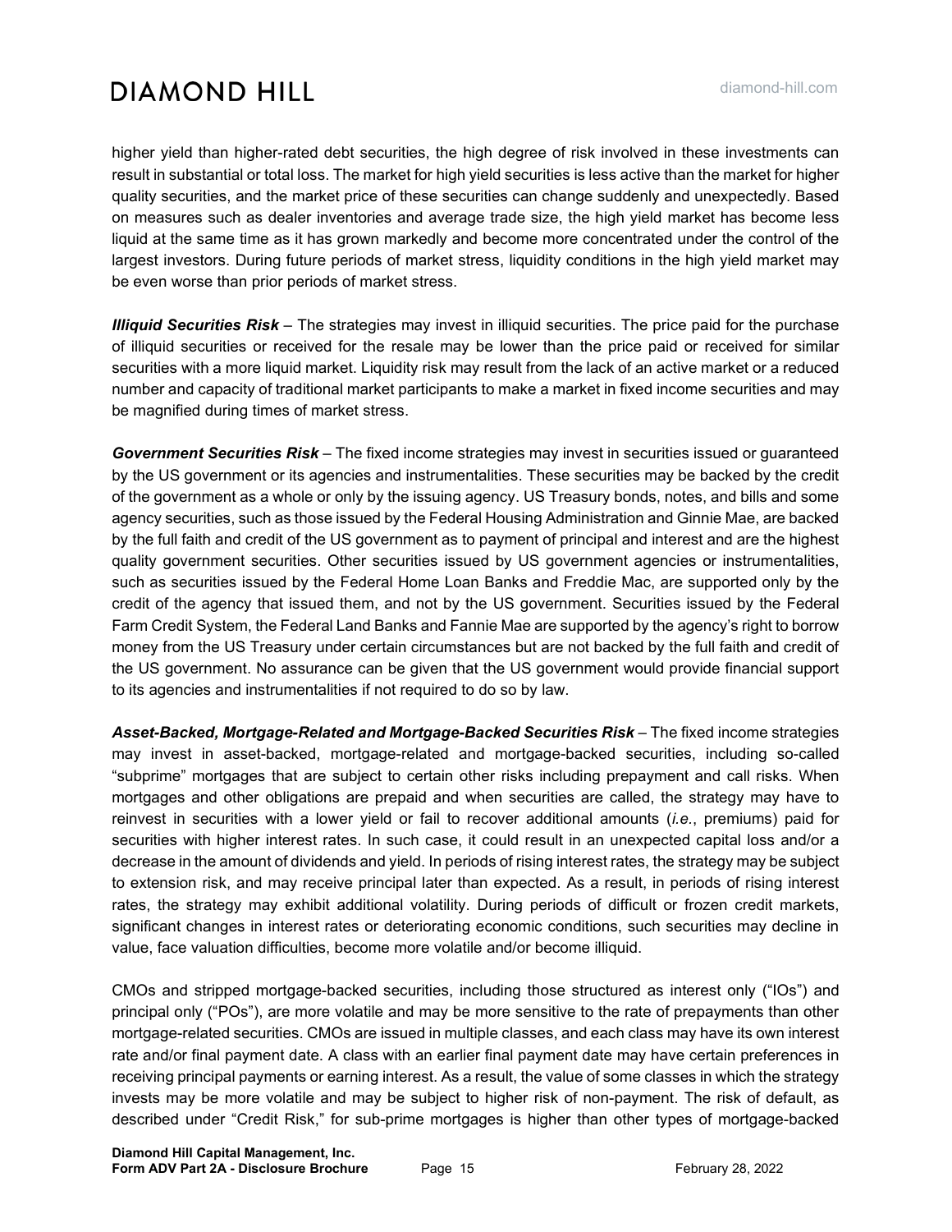higher yield than higher-rated debt securities, the high degree of risk involved in these investments can result in substantial or total loss. The market for high yield securities is less active than the market for higher quality securities, and the market price of these securities can change suddenly and unexpectedly. Based on measures such as dealer inventories and average trade size, the high yield market has become less liquid at the same time as it has grown markedly and become more concentrated under the control of the largest investors. During future periods of market stress, liquidity conditions in the high yield market may be even worse than prior periods of market stress.

***Illiquid Securities Risk*** – The strategies may invest in illiquid securities. The price paid for the purchase of illiquid securities or received for the resale may be lower than the price paid or received for similar securities with a more liquid market. Liquidity risk may result from the lack of an active market or a reduced number and capacity of traditional market participants to make a market in fixed income securities and may be magnified during times of market stress.

***Government Securities Risk*** – The fixed income strategies may invest in securities issued or guaranteed by the US government or its agencies and instrumentalities. These securities may be backed by the credit of the government as a whole or only by the issuing agency. US Treasury bonds, notes, and bills and some agency securities, such as those issued by the Federal Housing Administration and Ginnie Mae, are backed by the full faith and credit of the US government as to payment of principal and interest and are the highest quality government securities. Other securities issued by US government agencies or instrumentalities, such as securities issued by the Federal Home Loan Banks and Freddie Mac, are supported only by the credit of the agency that issued them, and not by the US government. Securities issued by the Federal Farm Credit System, the Federal Land Banks and Fannie Mae are supported by the agency's right to borrow money from the US Treasury under certain circumstances but are not backed by the full faith and credit of the US government. No assurance can be given that the US government would provide financial support to its agencies and instrumentalities if not required to do so by law.

***Asset-Backed, Mortgage-Related and Mortgage-Backed Securities Risk*** – The fixed income strategies may invest in asset-backed, mortgage-related and mortgage-backed securities, including so-called "subprime" mortgages that are subject to certain other risks including prepayment and call risks. When mortgages and other obligations are prepaid and when securities are called, the strategy may have to reinvest in securities with a lower yield or fail to recover additional amounts (*i.e.*, premiums) paid for securities with higher interest rates. In such case, it could result in an unexpected capital loss and/or a decrease in the amount of dividends and yield. In periods of rising interest rates, the strategy may be subject to extension risk, and may receive principal later than expected. As a result, in periods of rising interest rates, the strategy may exhibit additional volatility. During periods of difficult or frozen credit markets, significant changes in interest rates or deteriorating economic conditions, such securities may decline in value, face valuation difficulties, become more volatile and/or become illiquid.

CMOs and stripped mortgage-backed securities, including those structured as interest only ("IOs") and principal only ("POs"), are more volatile and may be more sensitive to the rate of prepayments than other mortgage-related securities. CMOs are issued in multiple classes, and each class may have its own interest rate and/or final payment date. A class with an earlier final payment date may have certain preferences in receiving principal payments or earning interest. As a result, the value of some classes in which the strategy invests may be more volatile and may be subject to higher risk of non-payment. The risk of default, as described under "Credit Risk," for sub-prime mortgages is higher than other types of mortgage-backed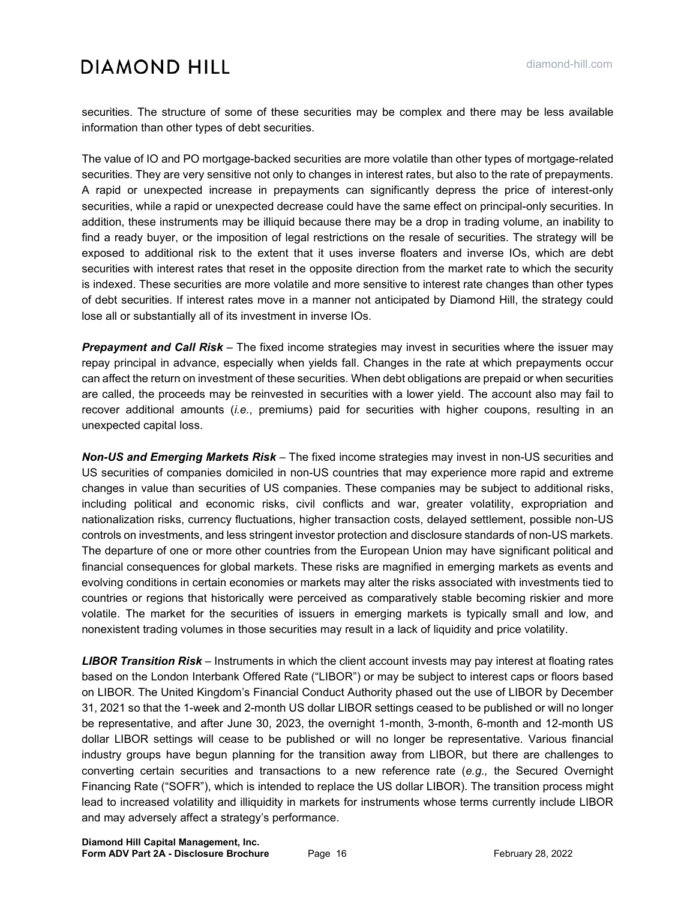securities. The structure of some of these securities may be complex and there may be less available information than other types of debt securities.

The value of IO and PO mortgage-backed securities are more volatile than other types of mortgage-related securities. They are very sensitive not only to changes in interest rates, but also to the rate of prepayments. A rapid or unexpected increase in prepayments can significantly depress the price of interest-only securities, while a rapid or unexpected decrease could have the same effect on principal-only securities. In addition, these instruments may be illiquid because there may be a drop in trading volume, an inability to find a ready buyer, or the imposition of legal restrictions on the resale of securities. The strategy will be exposed to additional risk to the extent that it uses inverse floaters and inverse IOs, which are debt securities with interest rates that reset in the opposite direction from the market rate to which the security is indexed. These securities are more volatile and more sensitive to interest rate changes than other types of debt securities. If interest rates move in a manner not anticipated by Diamond Hill, the strategy could lose all or substantially all of its investment in inverse IOs.

***Prepayment and Call Risk*** – The fixed income strategies may invest in securities where the issuer may repay principal in advance, especially when yields fall. Changes in the rate at which prepayments occur can affect the return on investment of these securities. When debt obligations are prepaid or when securities are called, the proceeds may be reinvested in securities with a lower yield. The account also may fail to recover additional amounts (*i.e.*, premiums) paid for securities with higher coupons, resulting in an unexpected capital loss.

***Non-US and Emerging Markets Risk*** – The fixed income strategies may invest in non-US securities and US securities of companies domiciled in non-US countries that may experience more rapid and extreme changes in value than securities of US companies. These companies may be subject to additional risks, including political and economic risks, civil conflicts and war, greater volatility, expropriation and nationalization risks, currency fluctuations, higher transaction costs, delayed settlement, possible non-US controls on investments, and less stringent investor protection and disclosure standards of non-US markets. The departure of one or more other countries from the European Union may have significant political and financial consequences for global markets. These risks are magnified in emerging markets as events and evolving conditions in certain economies or markets may alter the risks associated with investments tied to countries or regions that historically were perceived as comparatively stable becoming riskier and more volatile. The market for the securities of issuers in emerging markets is typically small and low, and nonexistent trading volumes in those securities may result in a lack of liquidity and price volatility.

***LIBOR Transition Risk*** – Instruments in which the client account invests may pay interest at floating rates based on the London Interbank Offered Rate ("LIBOR") or may be subject to interest caps or floors based on LIBOR. The United Kingdom's Financial Conduct Authority phased out the use of LIBOR by December 31, 2021 so that the 1-week and 2-month US dollar LIBOR settings ceased to be published or will no longer be representative, and after June 30, 2023, the overnight 1-month, 3-month, 6-month and 12-month US dollar LIBOR settings will cease to be published or will no longer be representative. Various financial industry groups have begun planning for the transition away from LIBOR, but there are challenges to converting certain securities and transactions to a new reference rate (*e.g.,* the Secured Overnight Financing Rate ("SOFR"), which is intended to replace the US dollar LIBOR). The transition process might lead to increased volatility and illiquidity in markets for instruments whose terms currently include LIBOR and may adversely affect a strategy's performance.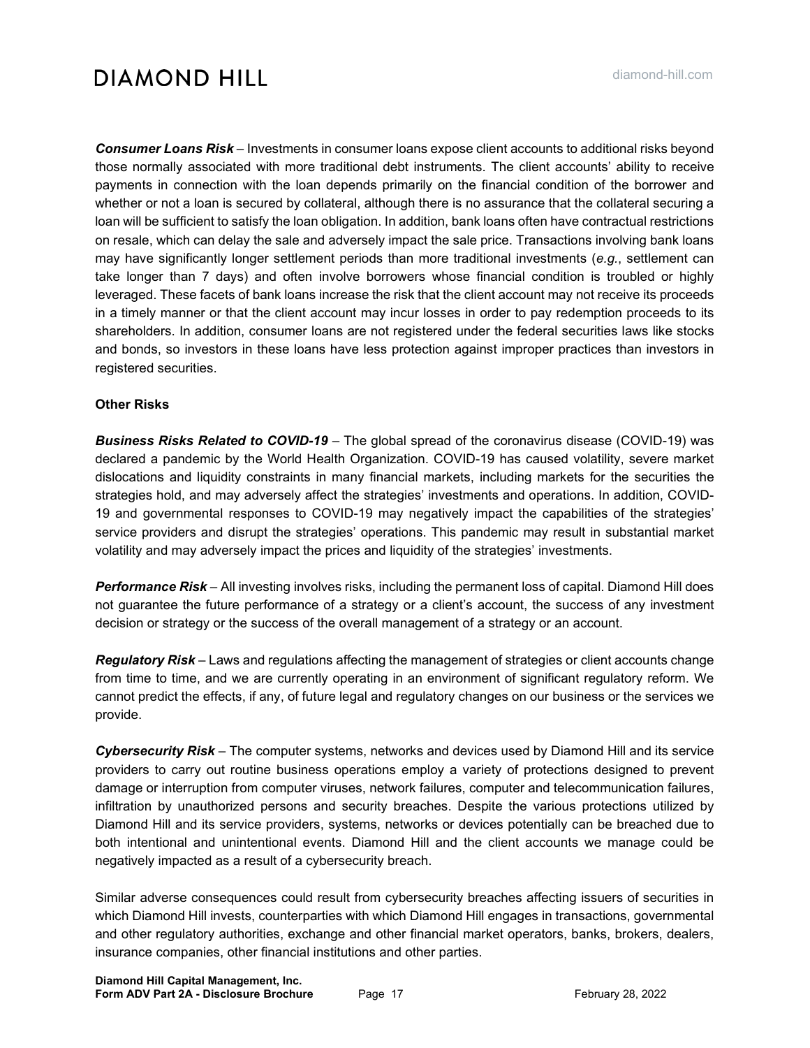***Consumer Loans Risk*** – Investments in consumer loans expose client accounts to additional risks beyond those normally associated with more traditional debt instruments. The client accounts' ability to receive payments in connection with the loan depends primarily on the financial condition of the borrower and whether or not a loan is secured by collateral, although there is no assurance that the collateral securing a loan will be sufficient to satisfy the loan obligation. In addition, bank loans often have contractual restrictions on resale, which can delay the sale and adversely impact the sale price. Transactions involving bank loans may have significantly longer settlement periods than more traditional investments (*e.g.*, settlement can take longer than 7 days) and often involve borrowers whose financial condition is troubled or highly leveraged. These facets of bank loans increase the risk that the client account may not receive its proceeds in a timely manner or that the client account may incur losses in order to pay redemption proceeds to its shareholders. In addition, consumer loans are not registered under the federal securities laws like stocks and bonds, so investors in these loans have less protection against improper practices than investors in registered securities.

**Other Risks**

***Business Risks Related to COVID-19*** – The global spread of the coronavirus disease (COVID-19) was declared a pandemic by the World Health Organization. COVID-19 has caused volatility, severe market dislocations and liquidity constraints in many financial markets, including markets for the securities the strategies hold, and may adversely affect the strategies' investments and operations. In addition, COVID-19 and governmental responses to COVID-19 may negatively impact the capabilities of the strategies' service providers and disrupt the strategies' operations. This pandemic may result in substantial market volatility and may adversely impact the prices and liquidity of the strategies' investments.

***Performance Risk*** – All investing involves risks, including the permanent loss of capital. Diamond Hill does not guarantee the future performance of a strategy or a client's account, the success of any investment decision or strategy or the success of the overall management of a strategy or an account.

***Regulatory Risk*** – Laws and regulations affecting the management of strategies or client accounts change from time to time, and we are currently operating in an environment of significant regulatory reform. We cannot predict the effects, if any, of future legal and regulatory changes on our business or the services we provide.

***Cybersecurity Risk*** – The computer systems, networks and devices used by Diamond Hill and its service providers to carry out routine business operations employ a variety of protections designed to prevent damage or interruption from computer viruses, network failures, computer and telecommunication failures, infiltration by unauthorized persons and security breaches. Despite the various protections utilized by Diamond Hill and its service providers, systems, networks or devices potentially can be breached due to both intentional and unintentional events. Diamond Hill and the client accounts we manage could be negatively impacted as a result of a cybersecurity breach.

Similar adverse consequences could result from cybersecurity breaches affecting issuers of securities in which Diamond Hill invests, counterparties with which Diamond Hill engages in transactions, governmental and other regulatory authorities, exchange and other financial market operators, banks, brokers, dealers, insurance companies, other financial institutions and other parties.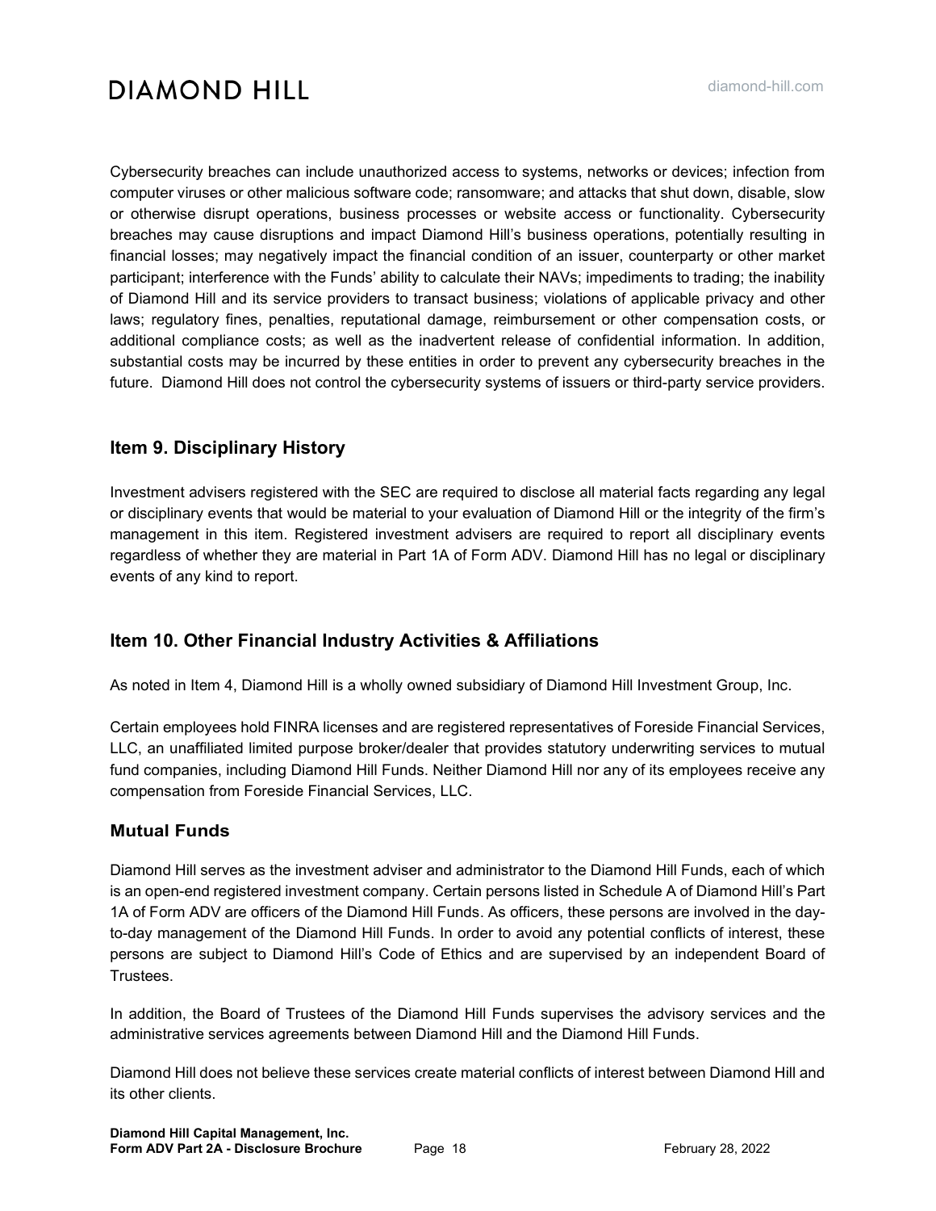Cybersecurity breaches can include unauthorized access to systems, networks or devices; infection from computer viruses or other malicious software code; ransomware; and attacks that shut down, disable, slow or otherwise disrupt operations, business processes or website access or functionality. Cybersecurity breaches may cause disruptions and impact Diamond Hill's business operations, potentially resulting in financial losses; may negatively impact the financial condition of an issuer, counterparty or other market participant; interference with the Funds' ability to calculate their NAVs; impediments to trading; the inability of Diamond Hill and its service providers to transact business; violations of applicable privacy and other laws; regulatory fines, penalties, reputational damage, reimbursement or other compensation costs, or additional compliance costs; as well as the inadvertent release of confidential information. In addition, substantial costs may be incurred by these entities in order to prevent any cybersecurity breaches in the future. Diamond Hill does not control the cybersecurity systems of issuers or third-party service providers.

## Item 9. Disciplinary History

Investment advisers registered with the SEC are required to disclose all material facts regarding any legal or disciplinary events that would be material to your evaluation of Diamond Hill or the integrity of the firm's management in this item. Registered investment advisers are required to report all disciplinary events regardless of whether they are material in Part 1A of Form ADV. Diamond Hill has no legal or disciplinary events of any kind to report.

## Item 10. Other Financial Industry Activities & Affiliations

As noted in Item 4, Diamond Hill is a wholly owned subsidiary of Diamond Hill Investment Group, Inc.

Certain employees hold FINRA licenses and are registered representatives of Foreside Financial Services, LLC, an unaffiliated limited purpose broker/dealer that provides statutory underwriting services to mutual fund companies, including Diamond Hill Funds. Neither Diamond Hill nor any of its employees receive any compensation from Foreside Financial Services, LLC.

### Mutual Funds

Diamond Hill serves as the investment adviser and administrator to the Diamond Hill Funds, each of which is an open-end registered investment company. Certain persons listed in Schedule A of Diamond Hill's Part 1A of Form ADV are officers of the Diamond Hill Funds. As officers, these persons are involved in the day-to-day management of the Diamond Hill Funds. In order to avoid any potential conflicts of interest, these persons are subject to Diamond Hill's Code of Ethics and are supervised by an independent Board of Trustees.

In addition, the Board of Trustees of the Diamond Hill Funds supervises the advisory services and the administrative services agreements between Diamond Hill and the Diamond Hill Funds.

Diamond Hill does not believe these services create material conflicts of interest between Diamond Hill and its other clients.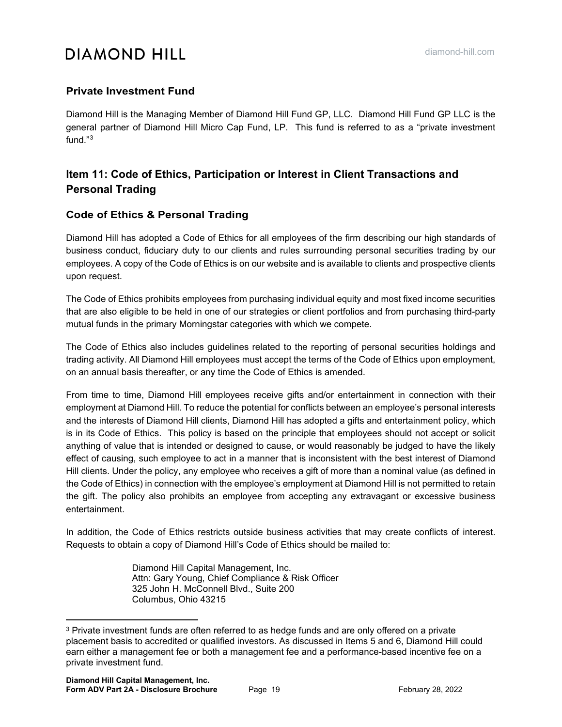### Private Investment Fund

Diamond Hill is the Managing Member of Diamond Hill Fund GP, LLC. Diamond Hill Fund GP LLC is the general partner of Diamond Hill Micro Cap Fund, LP. This fund is referred to as a "private investment fund."[3]

## Item 11: Code of Ethics, Participation or Interest in Client Transactions and Personal Trading

### Code of Ethics & Personal Trading

Diamond Hill has adopted a Code of Ethics for all employees of the firm describing our high standards of business conduct, fiduciary duty to our clients and rules surrounding personal securities trading by our employees. A copy of the Code of Ethics is on our website and is available to clients and prospective clients upon request.

The Code of Ethics prohibits employees from purchasing individual equity and most fixed income securities that are also eligible to be held in one of our strategies or client portfolios and from purchasing third-party mutual funds in the primary Morningstar categories with which we compete.

The Code of Ethics also includes guidelines related to the reporting of personal securities holdings and trading activity. All Diamond Hill employees must accept the terms of the Code of Ethics upon employment, on an annual basis thereafter, or any time the Code of Ethics is amended.

From time to time, Diamond Hill employees receive gifts and/or entertainment in connection with their employment at Diamond Hill. To reduce the potential for conflicts between an employee's personal interests and the interests of Diamond Hill clients, Diamond Hill has adopted a gifts and entertainment policy, which is in its Code of Ethics. This policy is based on the principle that employees should not accept or solicit anything of value that is intended or designed to cause, or would reasonably be judged to have the likely effect of causing, such employee to act in a manner that is inconsistent with the best interest of Diamond Hill clients. Under the policy, any employee who receives a gift of more than a nominal value (as defined in the Code of Ethics) in connection with the employee's employment at Diamond Hill is not permitted to retain the gift. The policy also prohibits an employee from accepting any extravagant or excessive business entertainment.

In addition, the Code of Ethics restricts outside business activities that may create conflicts of interest. Requests to obtain a copy of Diamond Hill's Code of Ethics should be mailed to:

Diamond Hill Capital Management, Inc.
Attn: Gary Young, Chief Compliance & Risk Officer
325 John H. McConnell Blvd., Suite 200
Columbus, Ohio 43215

[3] Private investment funds are often referred to as hedge funds and are only offered on a private placement basis to accredited or qualified investors. As discussed in Items 5 and 6, Diamond Hill could earn either a management fee or both a management fee and a performance-based incentive fee on a private investment fund.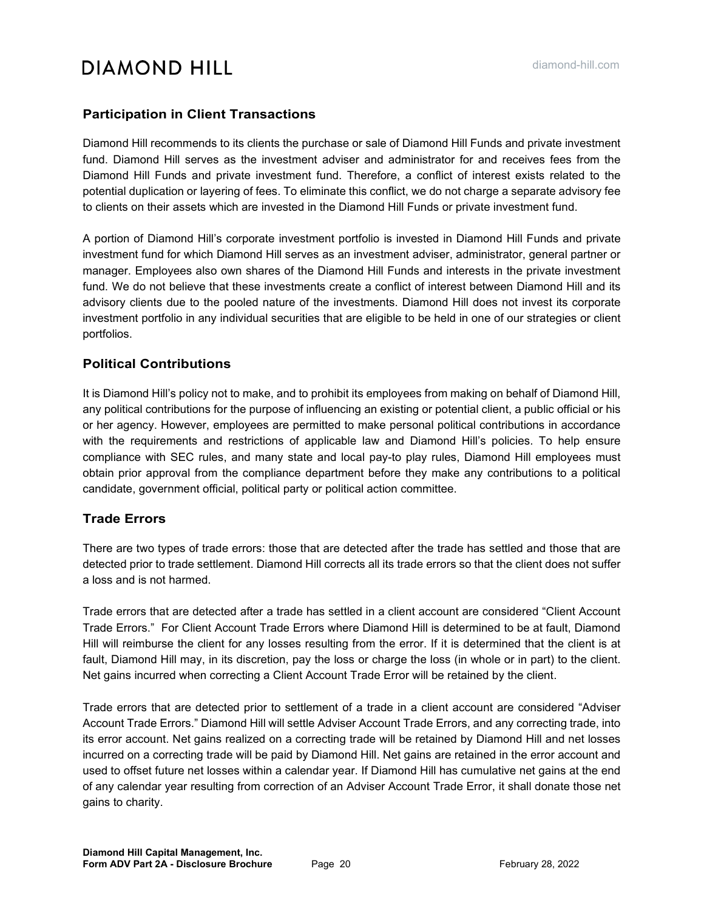## Participation in Client Transactions

Diamond Hill recommends to its clients the purchase or sale of Diamond Hill Funds and private investment fund. Diamond Hill serves as the investment adviser and administrator for and receives fees from the Diamond Hill Funds and private investment fund. Therefore, a conflict of interest exists related to the potential duplication or layering of fees. To eliminate this conflict, we do not charge a separate advisory fee to clients on their assets which are invested in the Diamond Hill Funds or private investment fund.

A portion of Diamond Hill's corporate investment portfolio is invested in Diamond Hill Funds and private investment fund for which Diamond Hill serves as an investment adviser, administrator, general partner or manager. Employees also own shares of the Diamond Hill Funds and interests in the private investment fund. We do not believe that these investments create a conflict of interest between Diamond Hill and its advisory clients due to the pooled nature of the investments. Diamond Hill does not invest its corporate investment portfolio in any individual securities that are eligible to be held in one of our strategies or client portfolios.

## Political Contributions

It is Diamond Hill's policy not to make, and to prohibit its employees from making on behalf of Diamond Hill, any political contributions for the purpose of influencing an existing or potential client, a public official or his or her agency. However, employees are permitted to make personal political contributions in accordance with the requirements and restrictions of applicable law and Diamond Hill's policies. To help ensure compliance with SEC rules, and many state and local pay-to play rules, Diamond Hill employees must obtain prior approval from the compliance department before they make any contributions to a political candidate, government official, political party or political action committee.

## Trade Errors

There are two types of trade errors: those that are detected after the trade has settled and those that are detected prior to trade settlement. Diamond Hill corrects all its trade errors so that the client does not suffer a loss and is not harmed.

Trade errors that are detected after a trade has settled in a client account are considered "Client Account Trade Errors." For Client Account Trade Errors where Diamond Hill is determined to be at fault, Diamond Hill will reimburse the client for any losses resulting from the error. If it is determined that the client is at fault, Diamond Hill may, in its discretion, pay the loss or charge the loss (in whole or in part) to the client. Net gains incurred when correcting a Client Account Trade Error will be retained by the client.

Trade errors that are detected prior to settlement of a trade in a client account are considered "Adviser Account Trade Errors." Diamond Hill will settle Adviser Account Trade Errors, and any correcting trade, into its error account. Net gains realized on a correcting trade will be retained by Diamond Hill and net losses incurred on a correcting trade will be paid by Diamond Hill. Net gains are retained in the error account and used to offset future net losses within a calendar year. If Diamond Hill has cumulative net gains at the end of any calendar year resulting from correction of an Adviser Account Trade Error, it shall donate those net gains to charity.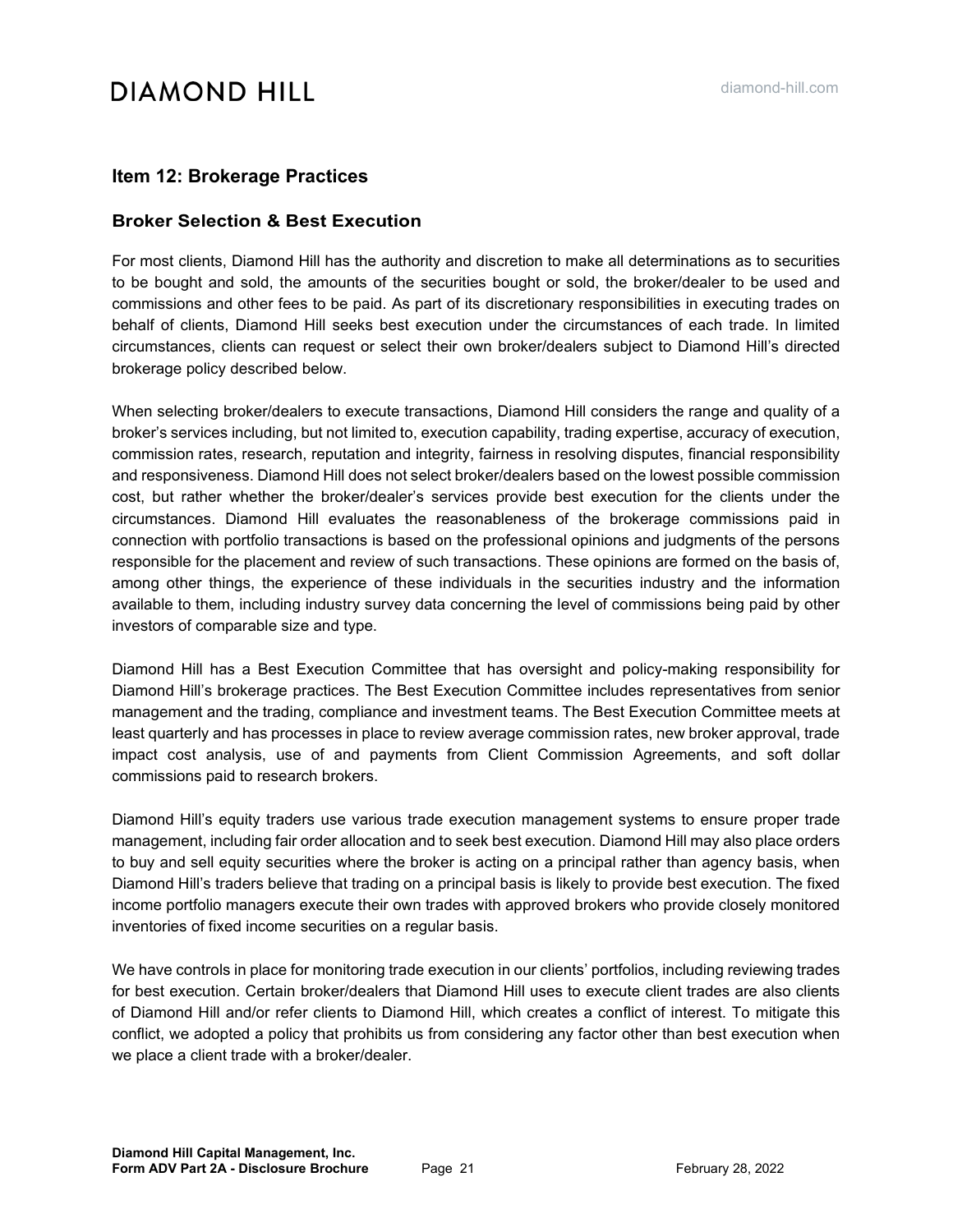## Item 12: Brokerage Practices

### Broker Selection & Best Execution

For most clients, Diamond Hill has the authority and discretion to make all determinations as to securities to be bought and sold, the amounts of the securities bought or sold, the broker/dealer to be used and commissions and other fees to be paid. As part of its discretionary responsibilities in executing trades on behalf of clients, Diamond Hill seeks best execution under the circumstances of each trade. In limited circumstances, clients can request or select their own broker/dealers subject to Diamond Hill's directed brokerage policy described below.

When selecting broker/dealers to execute transactions, Diamond Hill considers the range and quality of a broker's services including, but not limited to, execution capability, trading expertise, accuracy of execution, commission rates, research, reputation and integrity, fairness in resolving disputes, financial responsibility and responsiveness. Diamond Hill does not select broker/dealers based on the lowest possible commission cost, but rather whether the broker/dealer's services provide best execution for the clients under the circumstances. Diamond Hill evaluates the reasonableness of the brokerage commissions paid in connection with portfolio transactions is based on the professional opinions and judgments of the persons responsible for the placement and review of such transactions. These opinions are formed on the basis of, among other things, the experience of these individuals in the securities industry and the information available to them, including industry survey data concerning the level of commissions being paid by other investors of comparable size and type.

Diamond Hill has a Best Execution Committee that has oversight and policy-making responsibility for Diamond Hill's brokerage practices. The Best Execution Committee includes representatives from senior management and the trading, compliance and investment teams. The Best Execution Committee meets at least quarterly and has processes in place to review average commission rates, new broker approval, trade impact cost analysis, use of and payments from Client Commission Agreements, and soft dollar commissions paid to research brokers.

Diamond Hill's equity traders use various trade execution management systems to ensure proper trade management, including fair order allocation and to seek best execution. Diamond Hill may also place orders to buy and sell equity securities where the broker is acting on a principal rather than agency basis, when Diamond Hill's traders believe that trading on a principal basis is likely to provide best execution. The fixed income portfolio managers execute their own trades with approved brokers who provide closely monitored inventories of fixed income securities on a regular basis.

We have controls in place for monitoring trade execution in our clients' portfolios, including reviewing trades for best execution. Certain broker/dealers that Diamond Hill uses to execute client trades are also clients of Diamond Hill and/or refer clients to Diamond Hill, which creates a conflict of interest. To mitigate this conflict, we adopted a policy that prohibits us from considering any factor other than best execution when we place a client trade with a broker/dealer.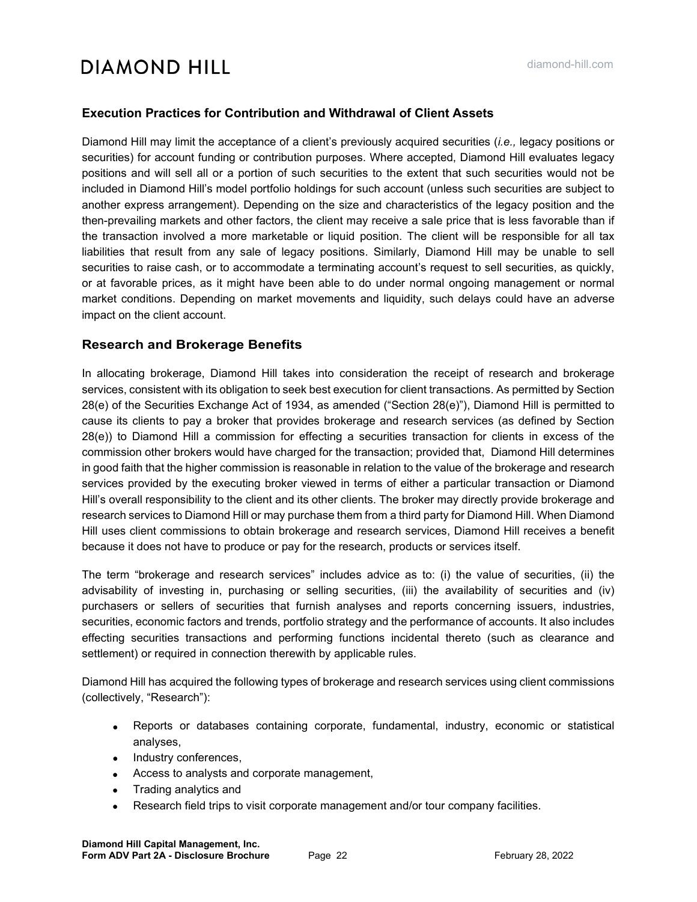### Execution Practices for Contribution and Withdrawal of Client Assets

Diamond Hill may limit the acceptance of a client's previously acquired securities (*i.e.,* legacy positions or securities) for account funding or contribution purposes. Where accepted, Diamond Hill evaluates legacy positions and will sell all or a portion of such securities to the extent that such securities would not be included in Diamond Hill's model portfolio holdings for such account (unless such securities are subject to another express arrangement). Depending on the size and characteristics of the legacy position and the then-prevailing markets and other factors, the client may receive a sale price that is less favorable than if the transaction involved a more marketable or liquid position. The client will be responsible for all tax liabilities that result from any sale of legacy positions. Similarly, Diamond Hill may be unable to sell securities to raise cash, or to accommodate a terminating account's request to sell securities, as quickly, or at favorable prices, as it might have been able to do under normal ongoing management or normal market conditions. Depending on market movements and liquidity, such delays could have an adverse impact on the client account.

## Research and Brokerage Benefits

In allocating brokerage, Diamond Hill takes into consideration the receipt of research and brokerage services, consistent with its obligation to seek best execution for client transactions. As permitted by Section 28(e) of the Securities Exchange Act of 1934, as amended ("Section 28(e)"), Diamond Hill is permitted to cause its clients to pay a broker that provides brokerage and research services (as defined by Section 28(e)) to Diamond Hill a commission for effecting a securities transaction for clients in excess of the commission other brokers would have charged for the transaction; provided that, Diamond Hill determines in good faith that the higher commission is reasonable in relation to the value of the brokerage and research services provided by the executing broker viewed in terms of either a particular transaction or Diamond Hill's overall responsibility to the client and its other clients. The broker may directly provide brokerage and research services to Diamond Hill or may purchase them from a third party for Diamond Hill. When Diamond Hill uses client commissions to obtain brokerage and research services, Diamond Hill receives a benefit because it does not have to produce or pay for the research, products or services itself.

The term "brokerage and research services" includes advice as to: (i) the value of securities, (ii) the advisability of investing in, purchasing or selling securities, (iii) the availability of securities and (iv) purchasers or sellers of securities that furnish analyses and reports concerning issuers, industries, securities, economic factors and trends, portfolio strategy and the performance of accounts. It also includes effecting securities transactions and performing functions incidental thereto (such as clearance and settlement) or required in connection therewith by applicable rules.

Diamond Hill has acquired the following types of brokerage and research services using client commissions (collectively, "Research"):

- Reports or databases containing corporate, fundamental, industry, economic or statistical analyses,
- Industry conferences,
- Access to analysts and corporate management,
- Trading analytics and
- Research field trips to visit corporate management and/or tour company facilities.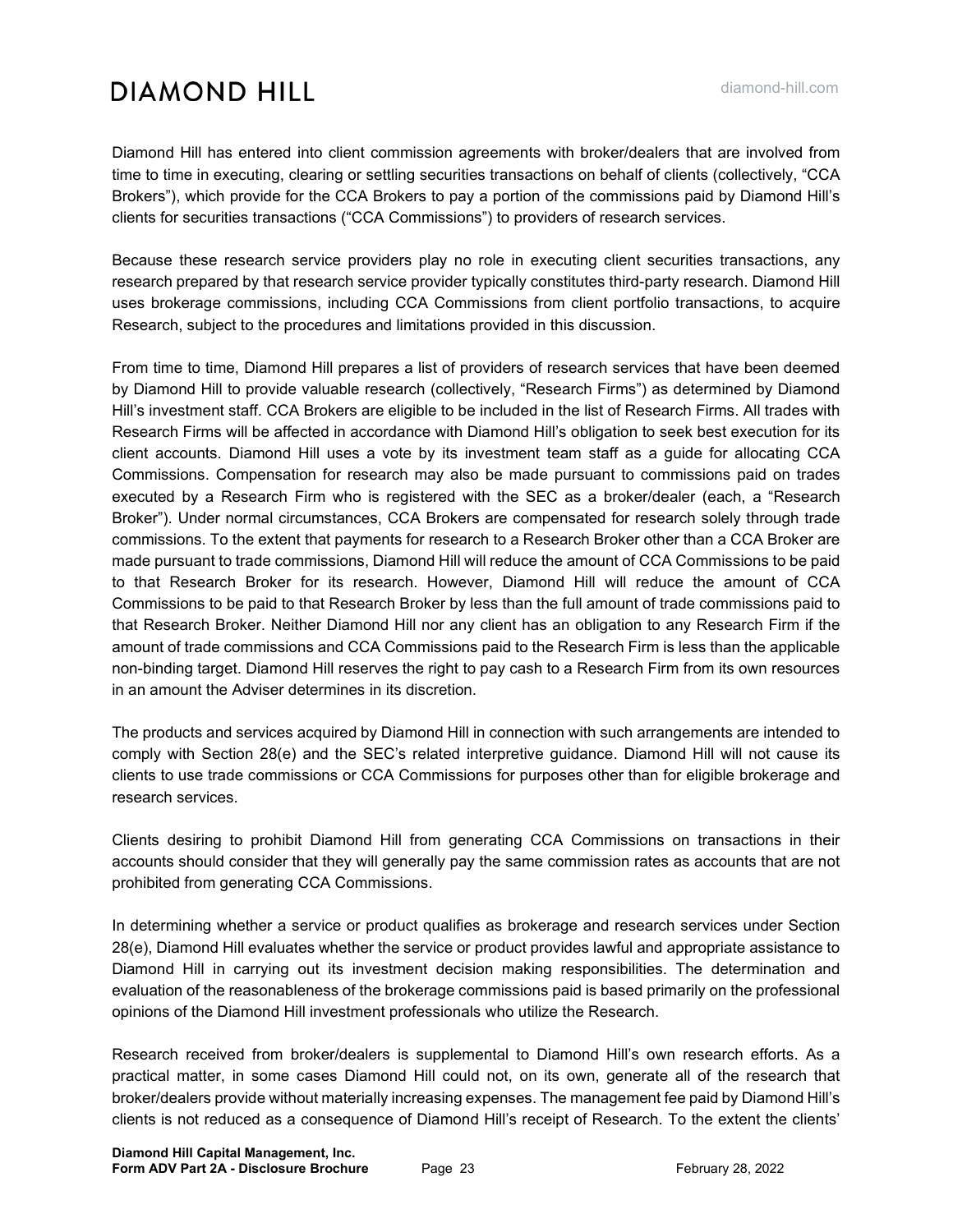Diamond Hill has entered into client commission agreements with broker/dealers that are involved from time to time in executing, clearing or settling securities transactions on behalf of clients (collectively, "CCA Brokers"), which provide for the CCA Brokers to pay a portion of the commissions paid by Diamond Hill's clients for securities transactions ("CCA Commissions") to providers of research services.

Because these research service providers play no role in executing client securities transactions, any research prepared by that research service provider typically constitutes third-party research. Diamond Hill uses brokerage commissions, including CCA Commissions from client portfolio transactions, to acquire Research, subject to the procedures and limitations provided in this discussion.

From time to time, Diamond Hill prepares a list of providers of research services that have been deemed by Diamond Hill to provide valuable research (collectively, "Research Firms") as determined by Diamond Hill's investment staff. CCA Brokers are eligible to be included in the list of Research Firms. All trades with Research Firms will be affected in accordance with Diamond Hill's obligation to seek best execution for its client accounts. Diamond Hill uses a vote by its investment team staff as a guide for allocating CCA Commissions. Compensation for research may also be made pursuant to commissions paid on trades executed by a Research Firm who is registered with the SEC as a broker/dealer (each, a "Research Broker"). Under normal circumstances, CCA Brokers are compensated for research solely through trade commissions. To the extent that payments for research to a Research Broker other than a CCA Broker are made pursuant to trade commissions, Diamond Hill will reduce the amount of CCA Commissions to be paid to that Research Broker for its research. However, Diamond Hill will reduce the amount of CCA Commissions to be paid to that Research Broker by less than the full amount of trade commissions paid to that Research Broker. Neither Diamond Hill nor any client has an obligation to any Research Firm if the amount of trade commissions and CCA Commissions paid to the Research Firm is less than the applicable non-binding target. Diamond Hill reserves the right to pay cash to a Research Firm from its own resources in an amount the Adviser determines in its discretion.

The products and services acquired by Diamond Hill in connection with such arrangements are intended to comply with Section 28(e) and the SEC's related interpretive guidance. Diamond Hill will not cause its clients to use trade commissions or CCA Commissions for purposes other than for eligible brokerage and research services.

Clients desiring to prohibit Diamond Hill from generating CCA Commissions on transactions in their accounts should consider that they will generally pay the same commission rates as accounts that are not prohibited from generating CCA Commissions.

In determining whether a service or product qualifies as brokerage and research services under Section 28(e), Diamond Hill evaluates whether the service or product provides lawful and appropriate assistance to Diamond Hill in carrying out its investment decision making responsibilities. The determination and evaluation of the reasonableness of the brokerage commissions paid is based primarily on the professional opinions of the Diamond Hill investment professionals who utilize the Research.

Research received from broker/dealers is supplemental to Diamond Hill's own research efforts. As a practical matter, in some cases Diamond Hill could not, on its own, generate all of the research that broker/dealers provide without materially increasing expenses. The management fee paid by Diamond Hill's clients is not reduced as a consequence of Diamond Hill's receipt of Research. To the extent the clients'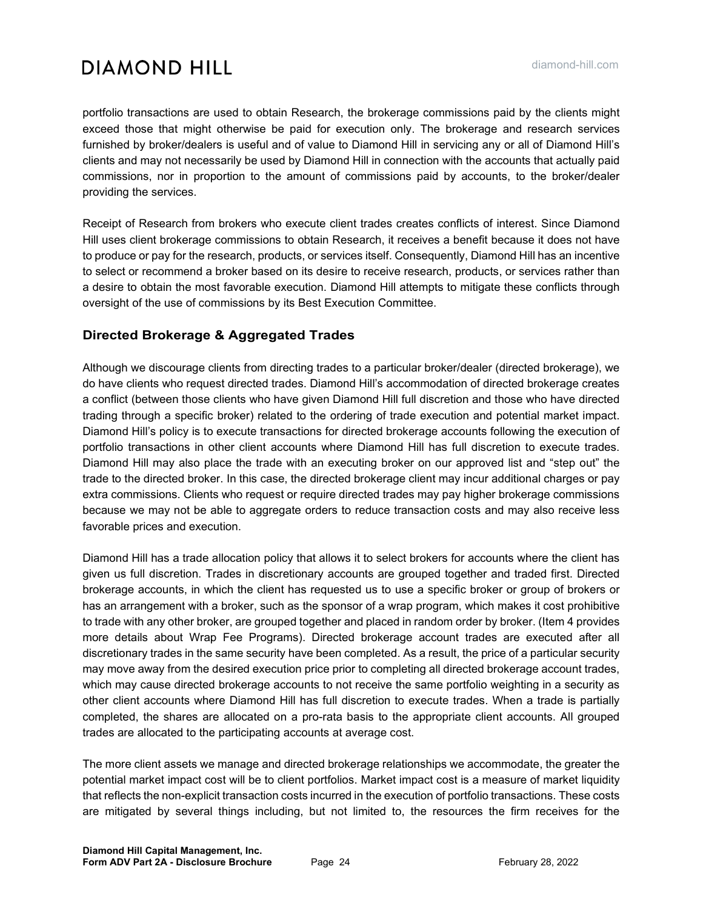portfolio transactions are used to obtain Research, the brokerage commissions paid by the clients might exceed those that might otherwise be paid for execution only. The brokerage and research services furnished by broker/dealers is useful and of value to Diamond Hill in servicing any or all of Diamond Hill's clients and may not necessarily be used by Diamond Hill in connection with the accounts that actually paid commissions, nor in proportion to the amount of commissions paid by accounts, to the broker/dealer providing the services.

Receipt of Research from brokers who execute client trades creates conflicts of interest. Since Diamond Hill uses client brokerage commissions to obtain Research, it receives a benefit because it does not have to produce or pay for the research, products, or services itself. Consequently, Diamond Hill has an incentive to select or recommend a broker based on its desire to receive research, products, or services rather than a desire to obtain the most favorable execution. Diamond Hill attempts to mitigate these conflicts through oversight of the use of commissions by its Best Execution Committee.

### Directed Brokerage & Aggregated Trades

Although we discourage clients from directing trades to a particular broker/dealer (directed brokerage), we do have clients who request directed trades. Diamond Hill's accommodation of directed brokerage creates a conflict (between those clients who have given Diamond Hill full discretion and those who have directed trading through a specific broker) related to the ordering of trade execution and potential market impact. Diamond Hill's policy is to execute transactions for directed brokerage accounts following the execution of portfolio transactions in other client accounts where Diamond Hill has full discretion to execute trades. Diamond Hill may also place the trade with an executing broker on our approved list and "step out" the trade to the directed broker. In this case, the directed brokerage client may incur additional charges or pay extra commissions. Clients who request or require directed trades may pay higher brokerage commissions because we may not be able to aggregate orders to reduce transaction costs and may also receive less favorable prices and execution.

Diamond Hill has a trade allocation policy that allows it to select brokers for accounts where the client has given us full discretion. Trades in discretionary accounts are grouped together and traded first. Directed brokerage accounts, in which the client has requested us to use a specific broker or group of brokers or has an arrangement with a broker, such as the sponsor of a wrap program, which makes it cost prohibitive to trade with any other broker, are grouped together and placed in random order by broker. (Item 4 provides more details about Wrap Fee Programs). Directed brokerage account trades are executed after all discretionary trades in the same security have been completed. As a result, the price of a particular security may move away from the desired execution price prior to completing all directed brokerage account trades, which may cause directed brokerage accounts to not receive the same portfolio weighting in a security as other client accounts where Diamond Hill has full discretion to execute trades. When a trade is partially completed, the shares are allocated on a pro-rata basis to the appropriate client accounts. All grouped trades are allocated to the participating accounts at average cost.

The more client assets we manage and directed brokerage relationships we accommodate, the greater the potential market impact cost will be to client portfolios. Market impact cost is a measure of market liquidity that reflects the non-explicit transaction costs incurred in the execution of portfolio transactions. These costs are mitigated by several things including, but not limited to, the resources the firm receives for the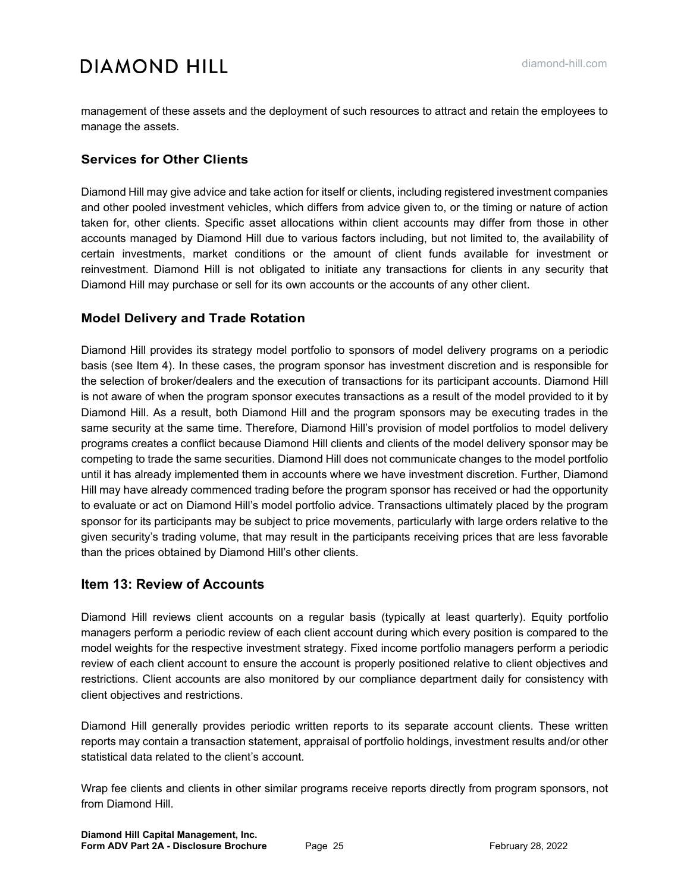management of these assets and the deployment of such resources to attract and retain the employees to manage the assets.

### Services for Other Clients

Diamond Hill may give advice and take action for itself or clients, including registered investment companies and other pooled investment vehicles, which differs from advice given to, or the timing or nature of action taken for, other clients. Specific asset allocations within client accounts may differ from those in other accounts managed by Diamond Hill due to various factors including, but not limited to, the availability of certain investments, market conditions or the amount of client funds available for investment or reinvestment. Diamond Hill is not obligated to initiate any transactions for clients in any security that Diamond Hill may purchase or sell for its own accounts or the accounts of any other client.

### Model Delivery and Trade Rotation

Diamond Hill provides its strategy model portfolio to sponsors of model delivery programs on a periodic basis (see Item 4). In these cases, the program sponsor has investment discretion and is responsible for the selection of broker/dealers and the execution of transactions for its participant accounts. Diamond Hill is not aware of when the program sponsor executes transactions as a result of the model provided to it by Diamond Hill. As a result, both Diamond Hill and the program sponsors may be executing trades in the same security at the same time. Therefore, Diamond Hill's provision of model portfolios to model delivery programs creates a conflict because Diamond Hill clients and clients of the model delivery sponsor may be competing to trade the same securities. Diamond Hill does not communicate changes to the model portfolio until it has already implemented them in accounts where we have investment discretion. Further, Diamond Hill may have already commenced trading before the program sponsor has received or had the opportunity to evaluate or act on Diamond Hill's model portfolio advice. Transactions ultimately placed by the program sponsor for its participants may be subject to price movements, particularly with large orders relative to the given security's trading volume, that may result in the participants receiving prices that are less favorable than the prices obtained by Diamond Hill's other clients.

## Item 13: Review of Accounts

Diamond Hill reviews client accounts on a regular basis (typically at least quarterly). Equity portfolio managers perform a periodic review of each client account during which every position is compared to the model weights for the respective investment strategy. Fixed income portfolio managers perform a periodic review of each client account to ensure the account is properly positioned relative to client objectives and restrictions. Client accounts are also monitored by our compliance department daily for consistency with client objectives and restrictions.

Diamond Hill generally provides periodic written reports to its separate account clients. These written reports may contain a transaction statement, appraisal of portfolio holdings, investment results and/or other statistical data related to the client's account.

Wrap fee clients and clients in other similar programs receive reports directly from program sponsors, not from Diamond Hill.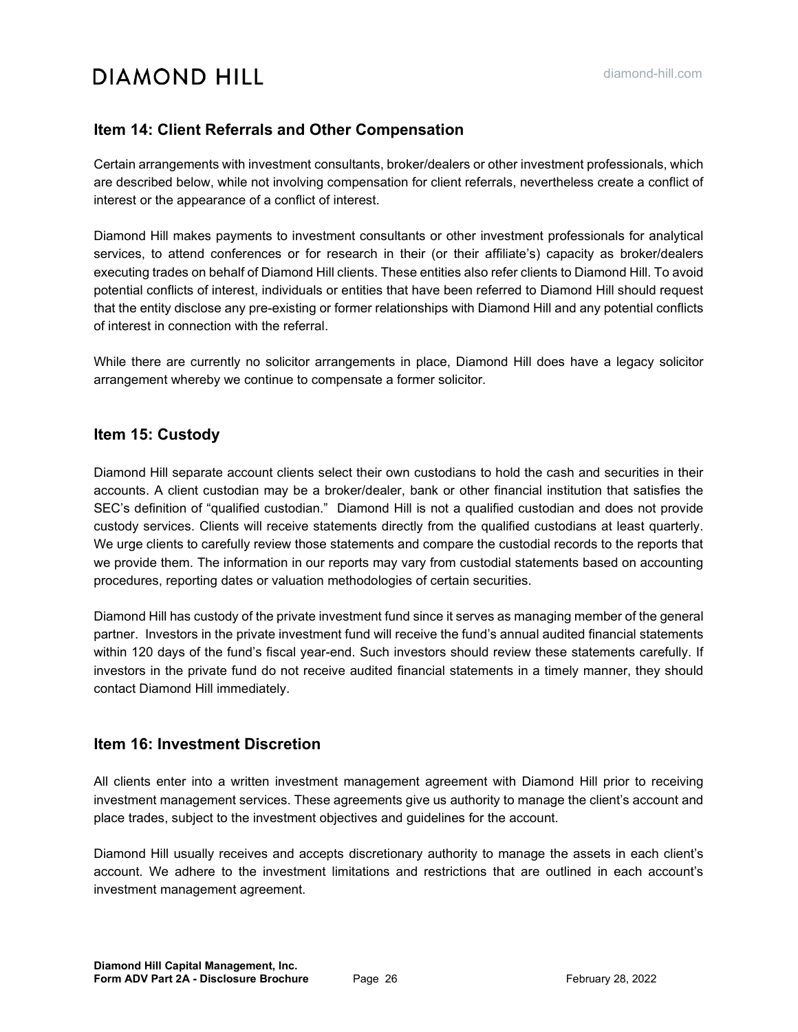## Item 14: Client Referrals and Other Compensation

Certain arrangements with investment consultants, broker/dealers or other investment professionals, which are described below, while not involving compensation for client referrals, nevertheless create a conflict of interest or the appearance of a conflict of interest.

Diamond Hill makes payments to investment consultants or other investment professionals for analytical services, to attend conferences or for research in their (or their affiliate's) capacity as broker/dealers executing trades on behalf of Diamond Hill clients. These entities also refer clients to Diamond Hill. To avoid potential conflicts of interest, individuals or entities that have been referred to Diamond Hill should request that the entity disclose any pre-existing or former relationships with Diamond Hill and any potential conflicts of interest in connection with the referral.

While there are currently no solicitor arrangements in place, Diamond Hill does have a legacy solicitor arrangement whereby we continue to compensate a former solicitor.

## Item 15: Custody

Diamond Hill separate account clients select their own custodians to hold the cash and securities in their accounts. A client custodian may be a broker/dealer, bank or other financial institution that satisfies the SEC's definition of "qualified custodian." Diamond Hill is not a qualified custodian and does not provide custody services. Clients will receive statements directly from the qualified custodians at least quarterly. We urge clients to carefully review those statements and compare the custodial records to the reports that we provide them. The information in our reports may vary from custodial statements based on accounting procedures, reporting dates or valuation methodologies of certain securities.

Diamond Hill has custody of the private investment fund since it serves as managing member of the general partner. Investors in the private investment fund will receive the fund's annual audited financial statements within 120 days of the fund's fiscal year-end. Such investors should review these statements carefully. If investors in the private fund do not receive audited financial statements in a timely manner, they should contact Diamond Hill immediately.

## Item 16: Investment Discretion

All clients enter into a written investment management agreement with Diamond Hill prior to receiving investment management services. These agreements give us authority to manage the client's account and place trades, subject to the investment objectives and guidelines for the account.

Diamond Hill usually receives and accepts discretionary authority to manage the assets in each client's account. We adhere to the investment limitations and restrictions that are outlined in each account's investment management agreement.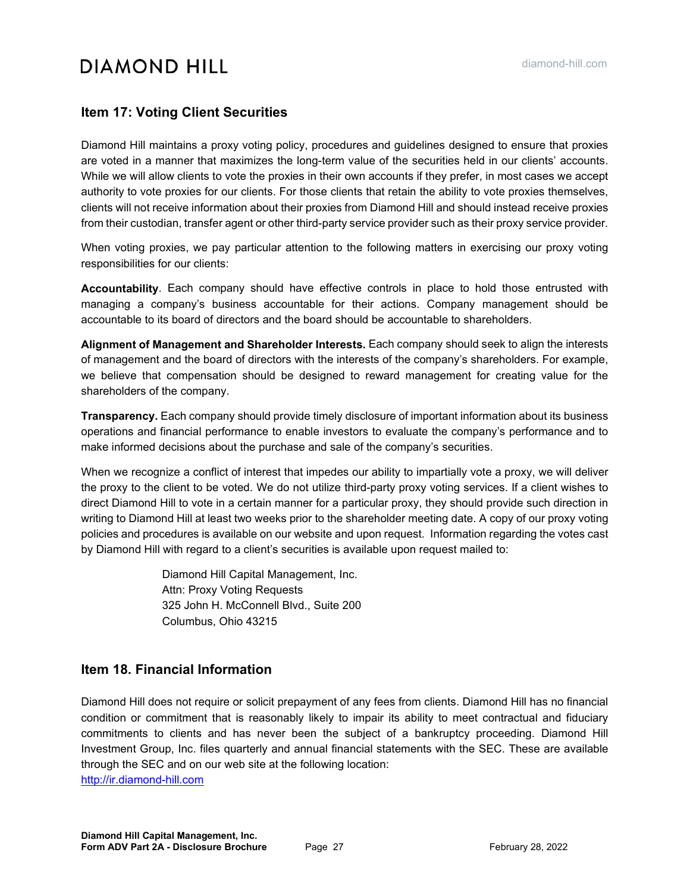## Item 17: Voting Client Securities

Diamond Hill maintains a proxy voting policy, procedures and guidelines designed to ensure that proxies are voted in a manner that maximizes the long-term value of the securities held in our clients' accounts. While we will allow clients to vote the proxies in their own accounts if they prefer, in most cases we accept authority to vote proxies for our clients. For those clients that retain the ability to vote proxies themselves, clients will not receive information about their proxies from Diamond Hill and should instead receive proxies from their custodian, transfer agent or other third-party service provider such as their proxy service provider.

When voting proxies, we pay particular attention to the following matters in exercising our proxy voting responsibilities for our clients:

**Accountability**. Each company should have effective controls in place to hold those entrusted with managing a company's business accountable for their actions. Company management should be accountable to its board of directors and the board should be accountable to shareholders.

**Alignment of Management and Shareholder Interests.** Each company should seek to align the interests of management and the board of directors with the interests of the company's shareholders. For example, we believe that compensation should be designed to reward management for creating value for the shareholders of the company.

**Transparency.** Each company should provide timely disclosure of important information about its business operations and financial performance to enable investors to evaluate the company's performance and to make informed decisions about the purchase and sale of the company's securities.

When we recognize a conflict of interest that impedes our ability to impartially vote a proxy, we will deliver the proxy to the client to be voted. We do not utilize third-party proxy voting services. If a client wishes to direct Diamond Hill to vote in a certain manner for a particular proxy, they should provide such direction in writing to Diamond Hill at least two weeks prior to the shareholder meeting date. A copy of our proxy voting policies and procedures is available on our website and upon request. Information regarding the votes cast by Diamond Hill with regard to a client's securities is available upon request mailed to:

Diamond Hill Capital Management, Inc.
Attn: Proxy Voting Requests
325 John H. McConnell Blvd., Suite 200
Columbus, Ohio 43215

## Item 18. Financial Information

Diamond Hill does not require or solicit prepayment of any fees from clients. Diamond Hill has no financial condition or commitment that is reasonably likely to impair its ability to meet contractual and fiduciary commitments to clients and has never been the subject of a bankruptcy proceeding. Diamond Hill Investment Group, Inc. files quarterly and annual financial statements with the SEC. These are available through the SEC and on our web site at the following location:
http://ir.diamond-hill.com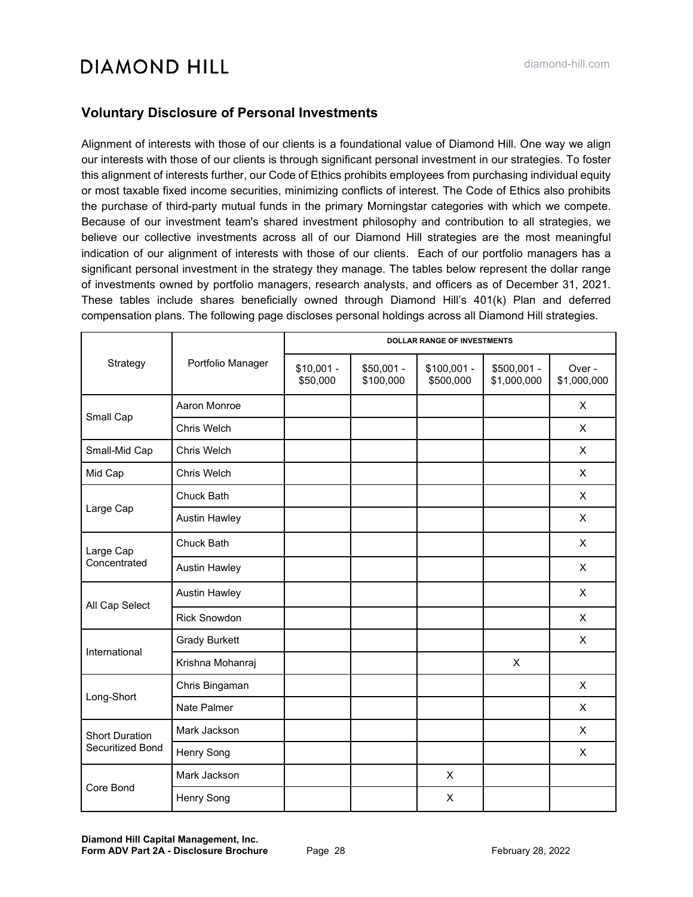## Voluntary Disclosure of Personal Investments

Alignment of interests with those of our clients is a foundational value of Diamond Hill. One way we align our interests with those of our clients is through significant personal investment in our strategies. To foster this alignment of interests further, our Code of Ethics prohibits employees from purchasing individual equity or most taxable fixed income securities, minimizing conflicts of interest. The Code of Ethics also prohibits the purchase of third-party mutual funds in the primary Morningstar categories with which we compete. Because of our investment team's shared investment philosophy and contribution to all strategies, we believe our collective investments across all of our Diamond Hill strategies are the most meaningful indication of our alignment of interests with those of our clients. Each of our portfolio managers has a significant personal investment in the strategy they manage. The tables below represent the dollar range of investments owned by portfolio managers, research analysts, and officers as of December 31, 2021. These tables include shares beneficially owned through Diamond Hill's 401(k) Plan and deferred compensation plans. The following page discloses personal holdings across all Diamond Hill strategies.

| Strategy | Portfolio Manager | DOLLAR RANGE OF INVESTMENTS | | | | |
|---|---|---|---|---|---|---|
| | | $10,001 - $50,000 | $50,001 - $100,000 | $100,001 - $500,000 | $500,001 - $1,000,000 | Over - $1,000,000 |
| Small Cap | Aaron Monroe | | | | | X |
| | Chris Welch | | | | | X |
| Small-Mid Cap | Chris Welch | | | | | X |
| Mid Cap | Chris Welch | | | | | X |
| Large Cap | Chuck Bath | | | | | X |
| | Austin Hawley | | | | | X |
| Large Cap Concentrated | Chuck Bath | | | | | X |
| | Austin Hawley | | | | | X |
| All Cap Select | Austin Hawley | | | | | X |
| | Rick Snowdon | | | | | X |
| International | Grady Burkett | | | | | X |
| | Krishna Mohanraj | | | | X | |
| Long-Short | Chris Bingaman | | | | | X |
| | Nate Palmer | | | | | X |
| Short Duration Securitized Bond | Mark Jackson | | | | | X |
| | Henry Song | | | | | X |
| Core Bond | Mark Jackson | | | X | | |
| | Henry Song | | | X | | |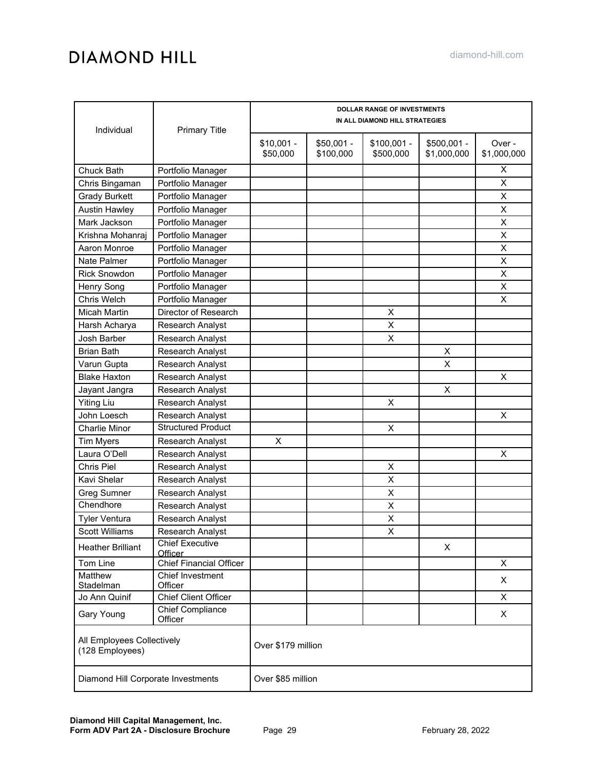| Individual | Primary Title | DOLLAR RANGE OF INVESTMENTS IN ALL DIAMOND HILL STRATEGIES | | | | |
|---|---|---|---|---|---|---|
| | | $10,001 - $50,000 | $50,001 - $100,000 | $100,001 - $500,000 | $500,001 - $1,000,000 | Over - $1,000,000 |
| Chuck Bath | Portfolio Manager | | | | | X |
| Chris Bingaman | Portfolio Manager | | | | | X |
| Grady Burkett | Portfolio Manager | | | | | X |
| Austin Hawley | Portfolio Manager | | | | | X |
| Mark Jackson | Portfolio Manager | | | | | X |
| Krishna Mohanraj | Portfolio Manager | | | | | X |
| Aaron Monroe | Portfolio Manager | | | | | X |
| Nate Palmer | Portfolio Manager | | | | | X |
| Rick Snowdon | Portfolio Manager | | | | | X |
| Henry Song | Portfolio Manager | | | | | X |
| Chris Welch | Portfolio Manager | | | | | X |
| Micah Martin | Director of Research | | | X | | |
| Harsh Acharya | Research Analyst | | | X | | |
| Josh Barber | Research Analyst | | | X | | |
| Brian Bath | Research Analyst | | | | X | |
| Varun Gupta | Research Analyst | | | | X | |
| Blake Haxton | Research Analyst | | | | | X |
| Jayant Jangra | Research Analyst | | | | X | |
| Yiting Liu | Research Analyst | | | X | | |
| John Loesch | Research Analyst | | | | | X |
| Charlie Minor | Structured Product | | | X | | |
| Tim Myers | Research Analyst | X | | | | |
| Laura O'Dell | Research Analyst | | | | | X |
| Chris Piel | Research Analyst | | | X | | |
| Kavi Shelar | Research Analyst | | | X | | |
| Greg Sumner | Research Analyst | | | X | | |
| Chendhore | Research Analyst | | | X | | |
| Tyler Ventura | Research Analyst | | | X | | |
| Scott Williams | Research Analyst | | | X | | |
| Heather Brilliant | Chief Executive Officer | | | | X | |
| Tom Line | Chief Financial Officer | | | | | X |
| Matthew Stadelman | Chief Investment Officer | | | | | X |
| Jo Ann Quinif | Chief Client Officer | | | | | X |
| Gary Young | Chief Compliance Officer | | | | | X |
| All Employees Collectively (128 Employees) | | Over $179 million | | | | |
| Diamond Hill Corporate Investments | | Over $85 million | | | | |